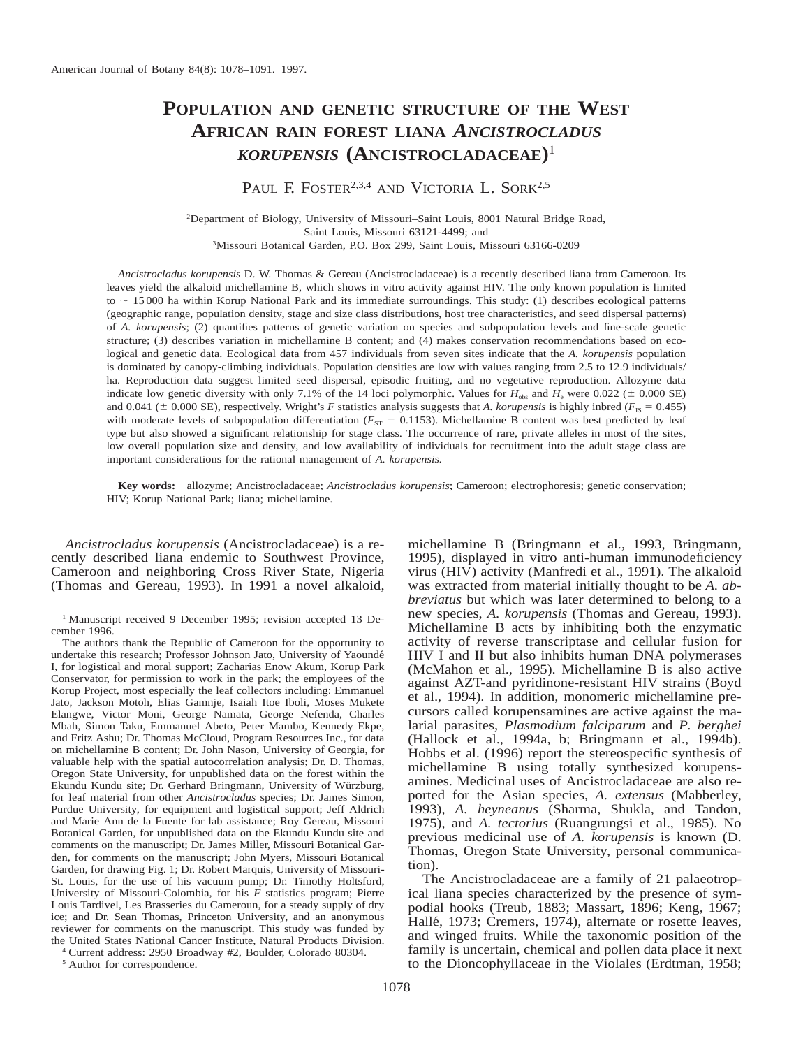# POPULATION AND GENETIC STRUCTURE OF THE WEST AFRICAN RAIN FOREST LIANA *ANCISTROCLADUS KORUPENSIS* (ANCISTROCLADACEAE)[1]

PAUL F. FOSTER[2,3,4] AND VICTORIA L. SORK[2,5]

[2]Department of Biology, University of Missouri–Saint Louis, 8001 Natural Bridge Road, Saint Louis, Missouri 63121-4499; and
[3]Missouri Botanical Garden, P.O. Box 299, Saint Louis, Missouri 63166-0209

*Ancistrocladus korupensis* D. W. Thomas & Gereau (Ancistrocladaceae) is a recently described liana from Cameroon. Its leaves yield the alkaloid michellamine B, which shows in vitro activity against HIV. The only known population is limited to ~ 15 000 ha within Korup National Park and its immediate surroundings. This study: (1) describes ecological patterns (geographic range, population density, stage and size class distributions, host tree characteristics, and seed dispersal patterns) of *A. korupensis*; (2) quantifies patterns of genetic variation on species and subpopulation levels and fine-scale genetic structure; (3) describes variation in michellamine B content; and (4) makes conservation recommendations based on ecological and genetic data. Ecological data from 457 individuals from seven sites indicate that the *A. korupensis* population is dominated by canopy-climbing individuals. Population densities are low with values ranging from 2.5 to 12.9 individuals/ha. Reproduction data suggest limited seed dispersal, episodic fruiting, and no vegetative reproduction. Allozyme data indicate low genetic diversity with only 7.1% of the 14 loci polymorphic. Values for $H_{obs}$ and $H_e$ were 0.022 (± 0.000 SE) and 0.041 (± 0.000 SE), respectively. Wright's *F* statistics analysis suggests that *A. korupensis* is highly inbred ($F_{IS}$ = 0.455) with moderate levels of subpopulation differentiation ($F_{ST}$ = 0.1153). Michellamine B content was best predicted by leaf type but also showed a significant relationship for stage class. The occurrence of rare, private alleles in most of the sites, low overall population size and density, and low availability of individuals for recruitment into the adult stage class are important considerations for the rational management of *A. korupensis*.

**Key words:** allozyme; Ancistrocladaceae; *Ancistrocladus korupensis*; Cameroon; electrophoresis; genetic conservation; HIV; Korup National Park; liana; michellamine.

*Ancistrocladus korupensis* (Ancistrocladaceae) is a recently described liana endemic to Southwest Province, Cameroon and neighboring Cross River State, Nigeria (Thomas and Gereau, 1993). In 1991 a novel alkaloid, michellamine B (Bringmann et al., 1993, Bringmann, 1995), displayed in vitro anti-human immunodeficiency virus (HIV) activity (Manfredi et al., 1991). The alkaloid was extracted from material initially thought to be *A. abbreviatus* but which was later determined to belong to a new species, *A. korupensis* (Thomas and Gereau, 1993). Michellamine B acts by inhibiting both the enzymatic activity of reverse transcriptase and cellular fusion for HIV I and II but also inhibits human DNA polymerases (McMahon et al., 1995). Michellamine B is also active against AZT-and pyridinone-resistant HIV strains (Boyd et al., 1994). In addition, monomeric michellamine precursors called korupensamines are active against the malarial parasites, *Plasmodium falciparum* and *P. berghei* (Hallock et al., 1994a, b; Bringmann et al., 1994b). Hobbs et al. (1996) report the stereospecific synthesis of michellamine B using totally synthesized korupensamines. Medicinal uses of Ancistrocladaceae are also reported for the Asian species, *A. extensus* (Mabberley, 1993), *A. heyneanus* (Sharma, Shukla, and Tandon, 1975), and *A. tectorius* (Ruangrungsi et al., 1985). No previous medicinal use of *A. korupensis* is known (D. Thomas, Oregon State University, personal communication).

The Ancistrocladaceae are a family of 21 palaeotropical liana species characterized by the presence of sympodial hooks (Treub, 1883; Massart, 1896; Keng, 1967; Hallé, 1973; Cremers, 1974), alternate or rosette leaves, and winged fruits. While the taxonomic position of the family is uncertain, chemical and pollen data place it next to the Dioncophyllaceae in the Violales (Erdtman, 1958;

[1] Manuscript received 9 December 1995; revision accepted 13 December 1996.

The authors thank the Republic of Cameroon for the opportunity to undertake this research; Professor Johnson Jato, University of Yaoundé I, for logistical and moral support; Zacharias Enow Akum, Korup Park Conservator, for permission to work in the park; the employees of the Korup Project, most especially the leaf collectors including: Emmanuel Jato, Jackson Motoh, Elias Gamnje, Isaiah Itoe Iboli, Moses Mukete Elangwe, Victor Moni, George Namata, George Nefenda, Charles Mbah, Simon Taku, Emmanuel Abeto, Peter Mambo, Kennedy Ekpe, and Fritz Ashu; Dr. Thomas McCloud, Program Resources Inc., for data on michellamine B content; Dr. John Nason, University of Georgia, for valuable help with the spatial autocorrelation analysis; Dr. D. Thomas, Oregon State University, for unpublished data on the forest within the Ekundu Kundu site; Dr. Gerhard Bringmann, University of Würzburg, for leaf material from other *Ancistrocladus* species; Dr. James Simon, Purdue University, for equipment and logistical support; Jeff Aldrich and Marie Ann de la Fuente for lab assistance; Roy Gereau, Missouri Botanical Garden, for unpublished data on the Ekundu Kundu site and comments on the manuscript; Dr. James Miller, Missouri Botanical Garden, for comments on the manuscript; John Myers, Missouri Botanical Garden, for drawing Fig. 1; Dr. Robert Marquis, University of Missouri-St. Louis, for the use of his vacuum pump; Dr. Timothy Holtsford, University of Missouri-Colombia, for his *F* statistics program; Pierre Louis Tardivel, Les Brasseries du Cameroun, for a steady supply of dry ice; and Dr. Sean Thomas, Princeton University, and an anonymous reviewer for comments on the manuscript. This study was funded by the United States National Cancer Institute, Natural Products Division.

[4] Current address: 2950 Broadway #2, Boulder, Colorado 80304.

[5] Author for correspondence.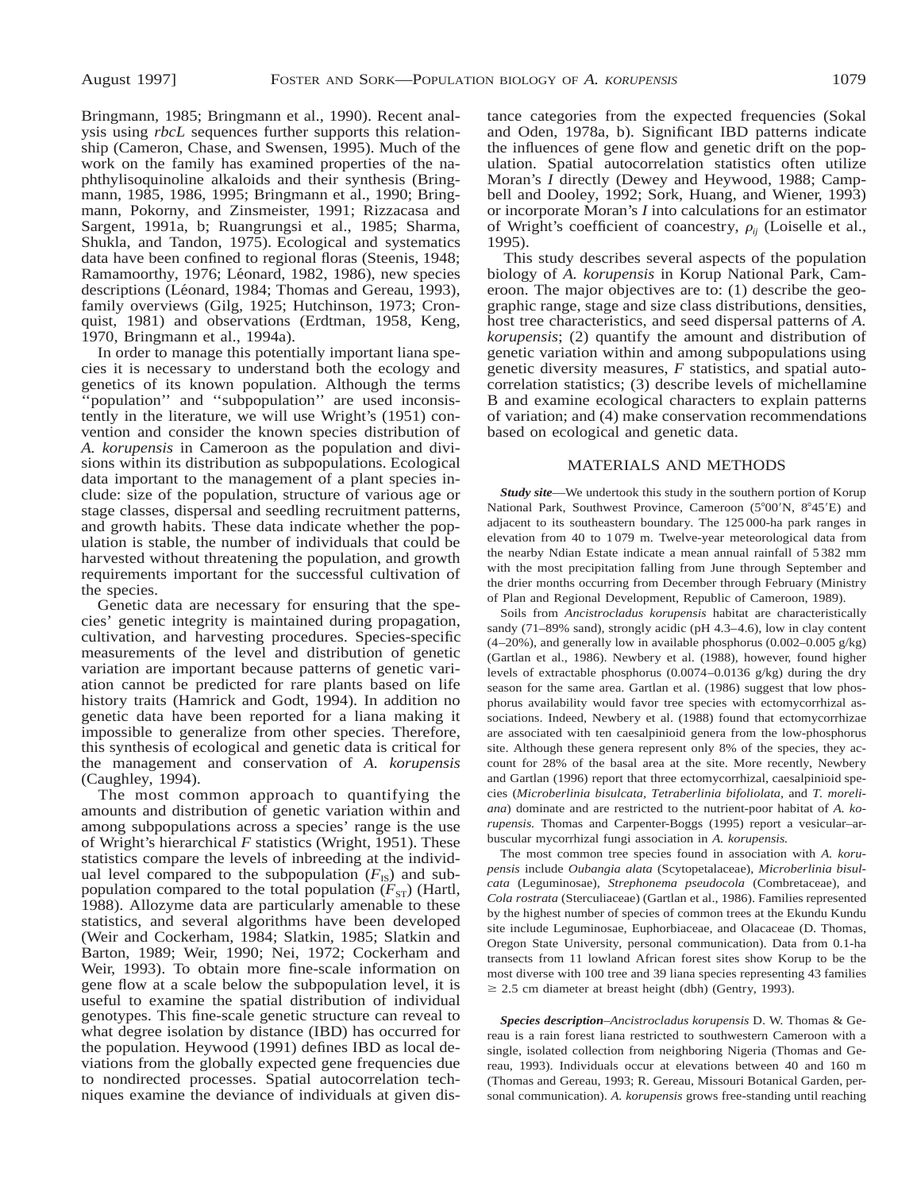Bringmann, 1985; Bringmann et al., 1990). Recent analysis using *rbcL* sequences further supports this relationship (Cameron, Chase, and Swensen, 1995). Much of the work on the family has examined properties of the naphthylisoquinoline alkaloids and their synthesis (Bringmann, 1985, 1986, 1995; Bringmann et al., 1990; Bringmann, Pokorny, and Zinsmeister, 1991; Rizzacasa and Sargent, 1991a, b; Ruangrungsi et al., 1985; Sharma, Shukla, and Tandon, 1975). Ecological and systematics data have been confined to regional floras (Steenis, 1948; Ramamoorthy, 1976; Léonard, 1982, 1986), new species descriptions (Léonard, 1984; Thomas and Gereau, 1993), family overviews (Gilg, 1925; Hutchinson, 1973; Cronquist, 1981) and observations (Erdtman, 1958, Keng, 1970, Bringmann et al., 1994a).

In order to manage this potentially important liana species it is necessary to understand both the ecology and genetics of its known population. Although the terms ''population'' and ''subpopulation'' are used inconsistently in the literature, we will use Wright's (1951) convention and consider the known species distribution of *A. korupensis* in Cameroon as the population and divisions within its distribution as subpopulations. Ecological data important to the management of a plant species include: size of the population, structure of various age or stage classes, dispersal and seedling recruitment patterns, and growth habits. These data indicate whether the population is stable, the number of individuals that could be harvested without threatening the population, and growth requirements important for the successful cultivation of the species.

Genetic data are necessary for ensuring that the species' genetic integrity is maintained during propagation, cultivation, and harvesting procedures. Species-specific measurements of the level and distribution of genetic variation are important because patterns of genetic variation cannot be predicted for rare plants based on life history traits (Hamrick and Godt, 1994). In addition no genetic data have been reported for a liana making it impossible to generalize from other species. Therefore, this synthesis of ecological and genetic data is critical for the management and conservation of *A. korupensis* (Caughley, 1994).

The most common approach to quantifying the amounts and distribution of genetic variation within and among subpopulations across a species' range is the use of Wright's hierarchical *F* statistics (Wright, 1951). These statistics compare the levels of inbreeding at the individual level compared to the subpopulation ($F_{IS}$) and subpopulation compared to the total population ($F_{ST}$) (Hartl, 1988). Allozyme data are particularly amenable to these statistics, and several algorithms have been developed (Weir and Cockerham, 1984; Slatkin, 1985; Slatkin and Barton, 1989; Weir, 1990; Nei, 1972; Cockerham and Weir, 1993). To obtain more fine-scale information on gene flow at a scale below the subpopulation level, it is useful to examine the spatial distribution of individual genotypes. This fine-scale genetic structure can reveal to what degree isolation by distance (IBD) has occurred for the population. Heywood (1991) defines IBD as local deviations from the globally expected gene frequencies due to nondirected processes. Spatial autocorrelation techniques examine the deviance of individuals at given distance categories from the expected frequencies (Sokal and Oden, 1978a, b). Significant IBD patterns indicate the influences of gene flow and genetic drift on the population. Spatial autocorrelation statistics often utilize Moran's *I* directly (Dewey and Heywood, 1988; Campbell and Dooley, 1992; Sork, Huang, and Wiener, 1993) or incorporate Moran's *I* into calculations for an estimator of Wright's coefficient of coancestry, $\rho_{ij}$ (Loiselle et al., 1995).

This study describes several aspects of the population biology of *A. korupensis* in Korup National Park, Cameroon. The major objectives are to: (1) describe the geographic range, stage and size class distributions, densities, host tree characteristics, and seed dispersal patterns of *A. korupensis*; (2) quantify the amount and distribution of genetic variation within and among subpopulations using genetic diversity measures, *F* statistics, and spatial autocorrelation statistics; (3) describe levels of michellamine B and examine ecological characters to explain patterns of variation; and (4) make conservation recommendations based on ecological and genetic data.

## MATERIALS AND METHODS

***Study site***—We undertook this study in the southern portion of Korup National Park, Southwest Province, Cameroon (5°00′N, 8°45′E) and adjacent to its southeastern boundary. The 125 000-ha park ranges in elevation from 40 to 1 079 m. Twelve-year meteorological data from the nearby Ndian Estate indicate a mean annual rainfall of 5 382 mm with the most precipitation falling from June through September and the drier months occurring from December through February (Ministry of Plan and Regional Development, Republic of Cameroon, 1989).

Soils from *Ancistrocladus korupensis* habitat are characteristically sandy (71–89% sand), strongly acidic (pH 4.3–4.6), low in clay content (4–20%), and generally low in available phosphorus (0.002–0.005 g/kg) (Gartlan et al., 1986). Newbery et al. (1988), however, found higher levels of extractable phosphorus (0.0074–0.0136 g/kg) during the dry season for the same area. Gartlan et al. (1986) suggest that low phosphorus availability would favor tree species with ectomycorrhizal associations. Indeed, Newbery et al. (1988) found that ectomycorrhizae are associated with ten caesalpinioid genera from the low-phosphorus site. Although these genera represent only 8% of the species, they account for 28% of the basal area at the site. More recently, Newbery and Gartlan (1996) report that three ectomycorrhizal, caesalpinioid species (*Microberlinia bisulcata*, *Tetraberlinia bifoliolata*, and *T. moreliana*) dominate and are restricted to the nutrient-poor habitat of *A. korupensis.* Thomas and Carpenter-Boggs (1995) report a vesicular–arbuscular mycorrhizal fungi association in *A. korupensis.*

The most common tree species found in association with *A. korupensis* include *Oubangia alata* (Scytopetalaceae), *Microberlinia bisulcata* (Leguminosae), *Strephonema pseudocola* (Combretaceae), and *Cola rostrata* (Sterculiaceae) (Gartlan et al., 1986). Families represented by the highest number of species of common trees at the Ekundu Kundu site include Leguminosae, Euphorbiaceae, and Olacaceae (D. Thomas, Oregon State University, personal communication). Data from 0.1-ha transects from 11 lowland African forest sites show Korup to be the most diverse with 100 tree and 39 liana species representing 43 families $\geq$ 2.5 cm diameter at breast height (dbh) (Gentry, 1993).

***Species description***–*Ancistrocladus korupensis* D. W. Thomas & Gereau is a rain forest liana restricted to southwestern Cameroon with a single, isolated collection from neighboring Nigeria (Thomas and Gereau, 1993). Individuals occur at elevations between 40 and 160 m (Thomas and Gereau, 1993; R. Gereau, Missouri Botanical Garden, personal communication). *A. korupensis* grows free-standing until reaching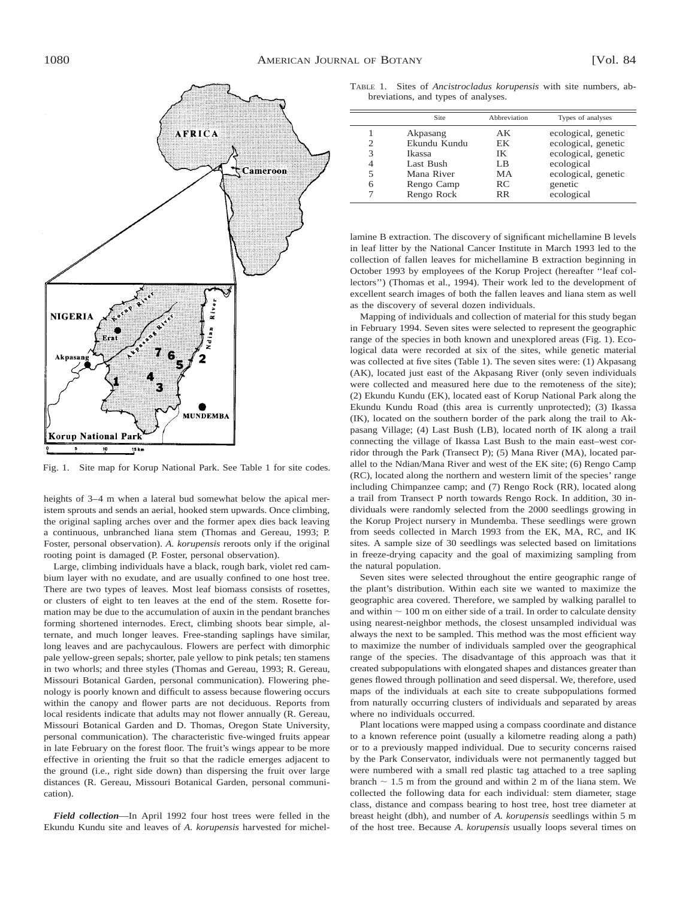Fig. 1. Site map for Korup National Park. See Table 1 for site codes.

heights of 3–4 m when a lateral bud somewhat below the apical meristem sprouts and sends an aerial, hooked stem upwards. Once climbing, the original sapling arches over and the former apex dies back leaving a continuous, unbranched liana stem (Thomas and Gereau, 1993; P. Foster, personal observation). *A. korupensis* reroots only if the original rooting point is damaged (P. Foster, personal observation).

Large, climbing individuals have a black, rough bark, violet red cambium layer with no exudate, and are usually confined to one host tree. There are two types of leaves. Most leaf biomass consists of rosettes, or clusters of eight to ten leaves at the end of the stem. Rosette formation may be due to the accumulation of auxin in the pendant branches forming shortened internodes. Erect, climbing shoots bear simple, alternate, and much longer leaves. Free-standing saplings have similar, long leaves and are pachycaulous. Flowers are perfect with dimorphic pale yellow-green sepals; shorter, pale yellow to pink petals; ten stamens in two whorls; and three styles (Thomas and Gereau, 1993; R. Gereau, Missouri Botanical Garden, personal communication). Flowering phenology is poorly known and difficult to assess because flowering occurs within the canopy and flower parts are not deciduous. Reports from local residents indicate that adults may not flower annually (R. Gereau, Missouri Botanical Garden and D. Thomas, Oregon State University, personal communication). The characteristic five-winged fruits appear in late February on the forest floor. The fruit's wings appear to be more effective in orienting the fruit so that the radicle emerges adjacent to the ground (i.e., right side down) than dispersing the fruit over large distances (R. Gereau, Missouri Botanical Garden, personal communication).

***Field collection***—In April 1992 four host trees were felled in the Ekundu Kundu site and leaves of *A. korupensis* harvested for michellamine B extraction. The discovery of significant michellamine B levels in leaf litter by the National Cancer Institute in March 1993 led to the collection of fallen leaves for michellamine B extraction beginning in October 1993 by employees of the Korup Project (hereafter ''leaf collectors'') (Thomas et al., 1994). Their work led to the development of excellent search images of both the fallen leaves and liana stem as well as the discovery of several dozen individuals.

TABLE 1. Sites of *Ancistrocladus korupensis* with site numbers, abbreviations, and types of analyses.

| | Site | Abbreviation | Types of analyses |
|---|---|---|---|
| 1 | Akpasang | AK | ecological, genetic |
| 2 | Ekundu Kundu | EK | ecological, genetic |
| 3 | Ikassa | IK | ecological, genetic |
| 4 | Last Bush | LB | ecological |
| 5 | Mana River | MA | ecological, genetic |
| 6 | Rengo Camp | RC | genetic |
| 7 | Rengo Rock | RR | ecological |

Mapping of individuals and collection of material for this study began in February 1994. Seven sites were selected to represent the geographic range of the species in both known and unexplored areas (Fig. 1). Ecological data were recorded at six of the sites, while genetic material was collected at five sites (Table 1). The seven sites were: (1) Akpasang (AK), located just east of the Akpasang River (only seven individuals were collected and measured here due to the remoteness of the site); (2) Ekundu Kundu (EK), located east of Korup National Park along the Ekundu Kundu Road (this area is currently unprotected); (3) Ikassa (IK), located on the southern border of the park along the trail to Akpasang Village; (4) Last Bush (LB), located north of IK along a trail connecting the village of Ikassa Last Bush to the main east–west corridor through the Park (Transect P); (5) Mana River (MA), located parallel to the Ndian/Mana River and west of the EK site; (6) Rengo Camp (RC), located along the northern and western limit of the species' range including Chimpanzee camp; and (7) Rengo Rock (RR), located along a trail from Transect P north towards Rengo Rock. In addition, 30 individuals were randomly selected from the 2000 seedlings growing in the Korup Project nursery in Mundemba. These seedlings were grown from seeds collected in March 1993 from the EK, MA, RC, and IK sites. A sample size of 30 seedlings was selected based on limitations in freeze-drying capacity and the goal of maximizing sampling from the natural population.

Seven sites were selected throughout the entire geographic range of the plant's distribution. Within each site we wanted to maximize the geographic area covered. Therefore, we sampled by walking parallel to and within ~ 100 m on either side of a trail. In order to calculate density using nearest-neighbor methods, the closest unsampled individual was always the next to be sampled. This method was the most efficient way to maximize the number of individuals sampled over the geographical range of the species. The disadvantage of this approach was that it created subpopulations with elongated shapes and distances greater than genes flowed through pollination and seed dispersal. We, therefore, used maps of the individuals at each site to create subpopulations formed from naturally occurring clusters of individuals and separated by areas where no individuals occurred.

Plant locations were mapped using a compass coordinate and distance to a known reference point (usually a kilometre reading along a path) or to a previously mapped individual. Due to security concerns raised by the Park Conservator, individuals were not permanently tagged but were numbered with a small red plastic tag attached to a tree sapling branch ~ 1.5 m from the ground and within 2 m of the liana stem. We collected the following data for each individual: stem diameter, stage class, distance and compass bearing to host tree, host tree diameter at breast height (dbh), and number of *A. korupensis* seedlings within 5 m of the host tree. Because *A. korupensis* usually loops several times on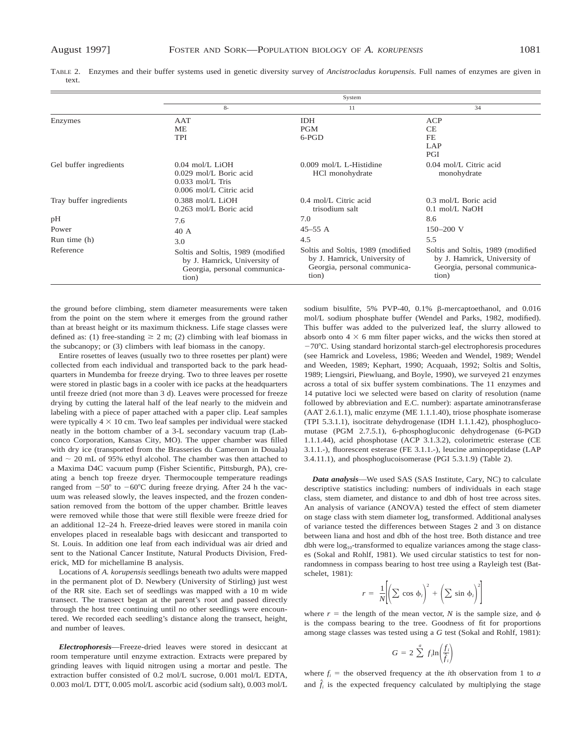TABLE 2. Enzymes and their buffer systems used in genetic diversity survey of *Ancistrocladus korupensis*. Full names of enzymes are given in text.

| | System | | |
|---|---|---|---|
| | 8- | 11 | 34 |
| Enzymes | AAT<br>ME<br>TPI | IDH<br>PGM<br>6-PGD | ACP<br>CE<br>FE<br>LAP<br>PGI |
| Gel buffer ingredients | 0.04 mol/L LiOH<br>0.029 mol/L Boric acid<br>0.033 mol/L Tris<br>0.006 mol/L Citric acid | 0.009 mol/L L-Histidine HCl monohydrate | 0.04 mol/L Citric acid monohydrate |
| Tray buffer ingredients | 0.388 mol/L LiOH<br>0.263 mol/L Boric acid | 0.4 mol/L Citric acid trisodium salt | 0.3 mol/L Boric acid<br>0.1 mol/L NaOH |
| pH | 7.6 | 7.0 | 8.6 |
| Power | 40 A | 45–55 A | 150–200 V |
| Run time (h) | 3.0 | 4.5 | 5.5 |
| Reference | Soltis and Soltis, 1989 (modified by J. Hamrick, University of Georgia, personal communication) | Soltis and Soltis, 1989 (modified by J. Hamrick, University of Georgia, personal communication) | Soltis and Soltis, 1989 (modified by J. Hamrick, University of Georgia, personal communication) |

the ground before climbing, stem diameter measurements were taken from the point on the stem where it emerges from the ground rather than at breast height or its maximum thickness. Life stage classes were defined as: (1) free-standing $\geq$ 2 m; (2) climbing with leaf biomass in the subcanopy; or (3) climbers with leaf biomass in the canopy.

Entire rosettes of leaves (usually two to three rosettes per plant) were collected from each individual and transported back to the park headquarters in Mundemba for freeze drying. Two to three leaves per rosette were stored in plastic bags in a cooler with ice packs at the headquarters until freeze dried (not more than 3 d). Leaves were processed for freeze drying by cutting the lateral half of the leaf nearly to the midvein and labeling with a piece of paper attached with a paper clip. Leaf samples were typically 4 $\times$ 10 cm. Two leaf samples per individual were stacked neatly in the bottom chamber of a 3-L secondary vacuum trap (Labconco Corporation, Kansas City, MO). The upper chamber was filled with dry ice (transported from the Brasseries du Cameroun in Douala) and ~ 20 mL of 95% ethyl alcohol. The chamber was then attached to a Maxima D4C vacuum pump (Fisher Scientific, Pittsburgh, PA), creating a bench top freeze dryer. Thermocouple temperature readings ranged from −50° to −60°C during freeze drying. After 24 h the vacuum was released slowly, the leaves inspected, and the frozen condensation removed from the bottom of the upper chamber. Brittle leaves were removed while those that were still flexible were freeze dried for an additional 12–24 h. Freeze-dried leaves were stored in manila coin envelopes placed in resealable bags with desiccant and transported to St. Louis. In addition one leaf from each individual was air dried and sent to the National Cancer Institute, Natural Products Division, Frederick, MD for michellamine B analysis.

Locations of *A. korupensis* seedlings beneath two adults were mapped in the permanent plot of D. Newbery (University of Stirling) just west of the RR site. Each set of seedlings was mapped with a 10 m wide transect. The transect began at the parent's root and passed directly through the host tree continuing until no other seedlings were encountered. We recorded each seedling's distance along the transect, height, and number of leaves.

***Electrophoresis***—Freeze-dried leaves were stored in desiccant at room temperature until enzyme extraction. Extracts were prepared by grinding leaves with liquid nitrogen using a mortar and pestle. The extraction buffer consisted of 0.2 mol/L sucrose, 0.001 mol/L EDTA, 0.003 mol/L DTT, 0.005 mol/L ascorbic acid (sodium salt), 0.003 mol/L sodium bisulfite, 5% PVP-40, 0.1% β-mercaptoethanol, and 0.016 mol/L sodium phosphate buffer (Wendel and Parks, 1982, modified). This buffer was added to the pulverized leaf, the slurry allowed to absorb onto 4 $\times$ 6 mm filter paper wicks, and the wicks then stored at −70°C. Using standard horizontal starch-gel electrophoresis procedures (see Hamrick and Loveless, 1986; Weeden and Wendel, 1989; Wendel and Weeden, 1989; Kephart, 1990; Acquaah, 1992; Soltis and Soltis, 1989; Liengsiri, Piewluang, and Boyle, 1990), we surveyed 21 enzymes across a total of six buffer system combinations. The 11 enzymes and 14 putative loci we selected were based on clarity of resolution (name followed by abbreviation and E.C. number): aspartate aminotransferase (AAT 2.6.1.1), malic enzyme (ME 1.1.1.40), triose phosphate isomerase (TPI 5.3.1.1), isocitrate dehydrogenase (IDH 1.1.1.42), phosphoglucomutase (PGM 2.7.5.1), 6-phosphogluconic dehydrogenase (6-PGD 1.1.1.44), acid phosphotase (ACP 3.1.3.2), colorimetric esterase (CE 3.1.1.-), fluorescent esterase (FE 3.1.1.-), leucine aminopeptidase (LAP 3.4.11.1), and phosphoglucoisomerase (PGI 5.3.1.9) (Table 2).

***Data analysis***—We used SAS (SAS Institute, Cary, NC) to calculate descriptive statistics including: numbers of individuals in each stage class, stem diameter, and distance to and dbh of host tree across sites. An analysis of variance (ANOVA) tested the effect of stem diameter on stage class with stem diameter $\log_e$ transformed. Additional analyses of variance tested the differences between Stages 2 and 3 on distance between liana and host and dbh of the host tree. Both distance and tree dbh were $\log_{10}$-transformed to equalize variances among the stage classes (Sokal and Rohlf, 1981). We used circular statistics to test for nonrandomness in compass bearing to host tree using a Rayleigh test (Batschelet, 1981):

$$r = \frac{1}{N}\left[\left(\sum \cos \phi_i\right)^2 + \left(\sum \sin \phi_i\right)^2\right]$$

where $r$ = the length of the mean vector, $N$ is the sample size, and $\phi$ is the compass bearing to the tree. Goodness of fit for proportions among stage classes was tested using a $G$ test (Sokal and Rohlf, 1981):

$$G = 2 \sum^{a} f_i \ln\left(\frac{f_i}{\hat{f}_i}\right)$$

where $f_i$ = the observed frequency at the $i$th observation from 1 to $a$ and $\hat{f}_i$ is the expected frequency calculated by multiplying the stage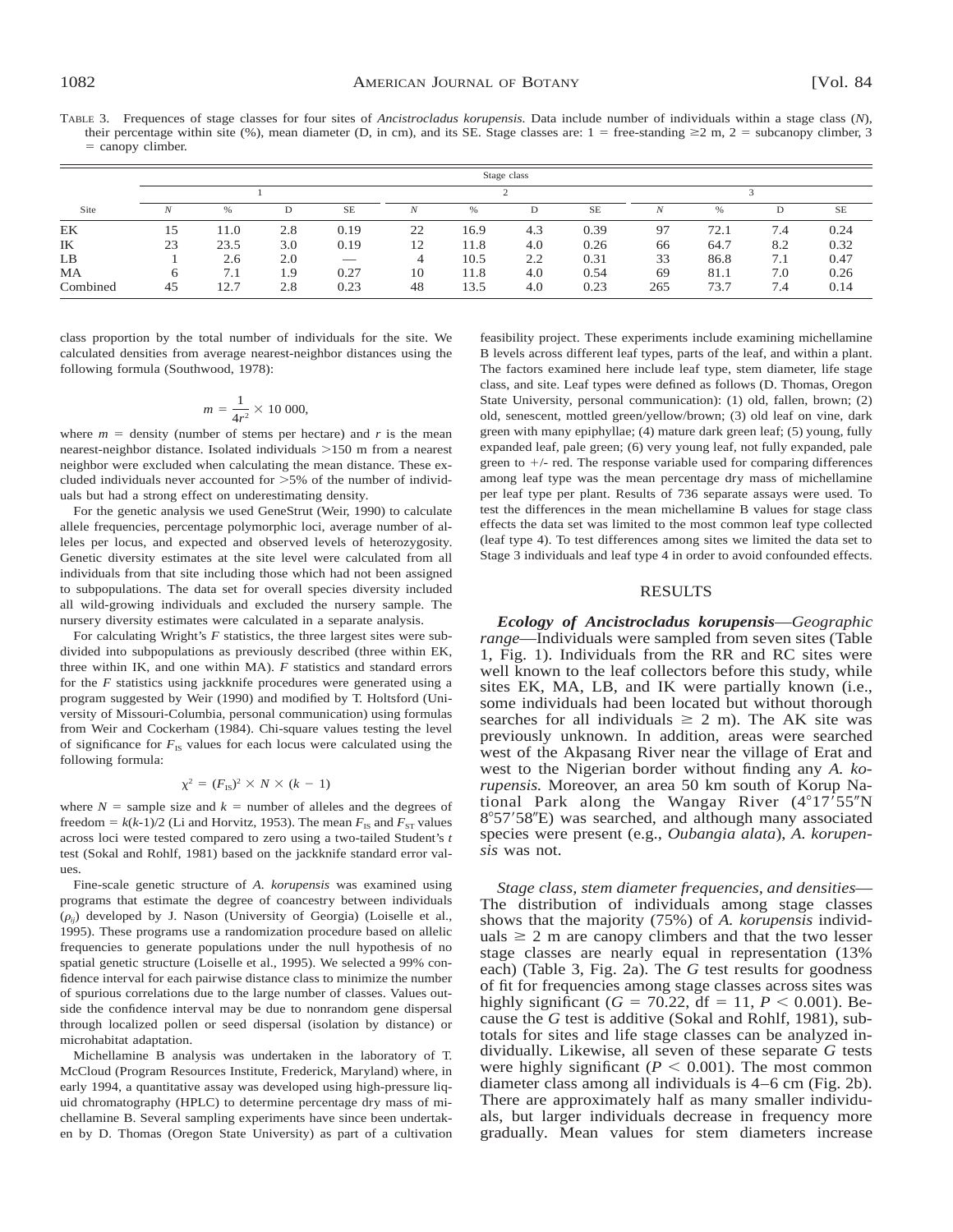TABLE 3. Frequences of stage classes for four sites of *Ancistrocladus korupensis.* Data include number of individuals within a stage class (*N*), their percentage within site (%), mean diameter (D, in cm), and its SE. Stage classes are: 1 = free-standing ≥2 m, 2 = subcanopy climber, 3 = canopy climber.

| Site | Stage class 1 | | | | Stage class 2 | | | | Stage class 3 | | | |
|---|---|---|---|---|---|---|---|---|---|---|---|---|
| | *N* | % | D | SE | *N* | % | D | SE | *N* | % | D | SE |
| EK | 15 | 11.0 | 2.8 | 0.19 | 22 | 16.9 | 4.3 | 0.39 | 97 | 72.1 | 7.4 | 0.24 |
| IK | 23 | 23.5 | 3.0 | 0.19 | 12 | 11.8 | 4.0 | 0.26 | 66 | 64.7 | 8.2 | 0.32 |
| LB | 1 | 2.6 | 2.0 | — | 4 | 10.5 | 2.2 | 0.31 | 33 | 86.8 | 7.1 | 0.47 |
| MA | 6 | 7.1 | 1.9 | 0.27 | 10 | 11.8 | 4.0 | 0.54 | 69 | 81.1 | 7.0 | 0.26 |
| Combined | 45 | 12.7 | 2.8 | 0.23 | 48 | 13.5 | 4.0 | 0.23 | 265 | 73.7 | 7.4 | 0.14 |

class proportion by the total number of individuals for the site. We calculated densities from average nearest-neighbor distances using the following formula (Southwood, 1978):

$$m = \frac{1}{4r^2} \times 10\,000,$$

where $m$ = density (number of stems per hectare) and $r$ is the mean nearest-neighbor distance. Isolated individuals >150 m from a nearest neighbor were excluded when calculating the mean distance. These excluded individuals never accounted for >5% of the number of individuals but had a strong effect on underestimating density.

For the genetic analysis we used GeneStrut (Weir, 1990) to calculate allele frequencies, percentage polymorphic loci, average number of alleles per locus, and expected and observed levels of heterozygosity. Genetic diversity estimates at the site level were calculated from all individuals from that site including those which had not been assigned to subpopulations. The data set for overall species diversity included all wild-growing individuals and excluded the nursery sample. The nursery diversity estimates were calculated in a separate analysis.

For calculating Wright's *F* statistics, the three largest sites were subdivided into subpopulations as previously described (three within EK, three within IK, and one within MA). *F* statistics and standard errors for the *F* statistics using jackknife procedures were generated using a program suggested by Weir (1990) and modified by T. Holtsford (University of Missouri-Columbia, personal communication) using formulas from Weir and Cockerham (1984). Chi-square values testing the level of significance for $F_{IS}$ values for each locus were calculated using the following formula:

$$\chi^2 = (F_{IS})^2 \times N \times (k - 1)$$

where $N$ = sample size and $k$ = number of alleles and the degrees of freedom = $k(k\text{-}1)/2$ (Li and Horvitz, 1953). The mean $F_{IS}$ and $F_{ST}$ values across loci were tested compared to zero using a two-tailed Student's *t* test (Sokal and Rohlf, 1981) based on the jackknife standard error values.

Fine-scale genetic structure of *A. korupensis* was examined using programs that estimate the degree of coancestry between individuals ($\rho_{ij}$) developed by J. Nason (University of Georgia) (Loiselle et al., 1995). These programs use a randomization procedure based on allelic frequencies to generate populations under the null hypothesis of no spatial genetic structure (Loiselle et al., 1995). We selected a 99% confidence interval for each pairwise distance class to minimize the number of spurious correlations due to the large number of classes. Values outside the confidence interval may be due to nonrandom gene dispersal through localized pollen or seed dispersal (isolation by distance) or microhabitat adaptation.

Michellamine B analysis was undertaken in the laboratory of T. McCloud (Program Resources Institute, Frederick, Maryland) where, in early 1994, a quantitative assay was developed using high-pressure liquid chromatography (HPLC) to determine percentage dry mass of michellamine B. Several sampling experiments have since been undertaken by D. Thomas (Oregon State University) as part of a cultivation feasibility project. These experiments include examining michellamine B levels across different leaf types, parts of the leaf, and within a plant. The factors examined here include leaf type, stem diameter, life stage class, and site. Leaf types were defined as follows (D. Thomas, Oregon State University, personal communication): (1) old, fallen, brown; (2) old, senescent, mottled green/yellow/brown; (3) old leaf on vine, dark green with many epiphyllae; (4) mature dark green leaf; (5) young, fully expanded leaf, pale green; (6) very young leaf, not fully expanded, pale green to +/- red. The response variable used for comparing differences among leaf type was the mean percentage dry mass of michellamine per leaf type per plant. Results of 736 separate assays were used. To test the differences in the mean michellamine B values for stage class effects the data set was limited to the most common leaf type collected (leaf type 4). To test differences among sites we limited the data set to Stage 3 individuals and leaf type 4 in order to avoid confounded effects.

## RESULTS

***Ecology of Ancistrocladus korupensis***—*Geographic range*—Individuals were sampled from seven sites (Table 1, Fig. 1). Individuals from the RR and RC sites were well known to the leaf collectors before this study, while sites EK, MA, LB, and IK were partially known (i.e., some individuals had been located but without thorough searches for all individuals ≥ 2 m). The AK site was previously unknown. In addition, areas were searched west of the Akpasang River near the village of Erat and west to the Nigerian border without finding any *A. korupensis.* Moreover, an area 50 km south of Korup National Park along the Wangay River (4°17′55″N 8°57′58″E) was searched, and although many associated species were present (e.g., *Oubangia alata*), *A. korupensis* was not.

*Stage class, stem diameter frequencies, and densities*—The distribution of individuals among stage classes shows that the majority (75%) of *A. korupensis* individuals ≥ 2 m are canopy climbers and that the two lesser stage classes are nearly equal in representation (13% each) (Table 3, Fig. 2a). The *G* test results for goodness of fit for frequencies among stage classes across sites was highly significant ($G = 70.22$, df = 11, $P < 0.001$). Because the *G* test is additive (Sokal and Rohlf, 1981), subtotals for sites and life stage classes can be analyzed individually. Likewise, all seven of these separate *G* tests were highly significant ($P < 0.001$). The most common diameter class among all individuals is 4–6 cm (Fig. 2b). There are approximately half as many smaller individuals, but larger individuals decrease in frequency more gradually. Mean values for stem diameters increase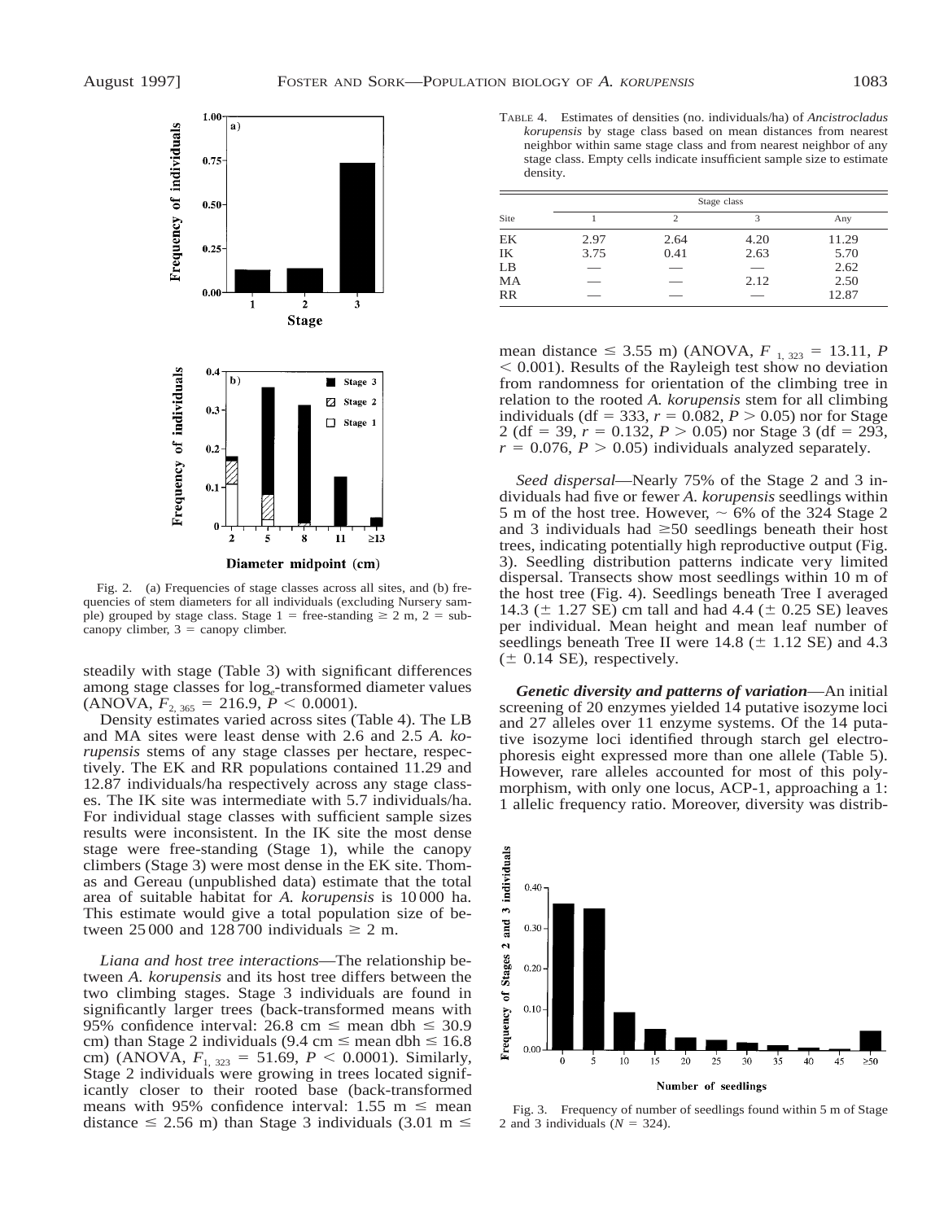Fig. 2. (a) Frequencies of stage classes across all sites, and (b) frequencies of stem diameters for all individuals (excluding Nursery sample) grouped by stage class. Stage 1 = free-standing ≥ 2 m, 2 = subcanopy climber, 3 = canopy climber.

steadily with stage (Table 3) with significant differences among stage classes for $\log_e$-transformed diameter values (ANOVA, $F_{2,\,365} = 216.9$, $P < 0.0001$).

Density estimates varied across sites (Table 4). The LB and MA sites were least dense with 2.6 and 2.5 *A. korupensis* stems of any stage classes per hectare, respectively. The EK and RR populations contained 11.29 and 12.87 individuals/ha respectively across any stage classes. The IK site was intermediate with 5.7 individuals/ha. For individual stage classes with sufficient sample sizes results were inconsistent. In the IK site the most dense stage were free-standing (Stage 1), while the canopy climbers (Stage 3) were most dense in the EK site. Thomas and Gereau (unpublished data) estimate that the total area of suitable habitat for *A. korupensis* is 10 000 ha. This estimate would give a total population size of between 25 000 and 128 700 individuals ≥ 2 m.

*Liana and host tree interactions*—The relationship between *A. korupensis* and its host tree differs between the two climbing stages. Stage 3 individuals are found in significantly larger trees (back-transformed means with 95% confidence interval: 26.8 cm ≤ mean dbh ≤ 30.9 cm) than Stage 2 individuals (9.4 cm ≤ mean dbh ≤ 16.8 cm) (ANOVA, $F_{1,\,323} = 51.69$, $P < 0.0001$). Similarly, Stage 2 individuals were growing in trees located significantly closer to their rooted base (back-transformed means with 95% confidence interval: 1.55 m ≤ mean distance ≤ 2.56 m) than Stage 3 individuals (3.01 m ≤ mean distance ≤ 3.55 m) (ANOVA, $F_{1,\,323} = 13.11$, $P < 0.001$). Results of the Rayleigh test show no deviation from randomness for orientation of the climbing tree in relation to the rooted *A. korupensis* stem for all climbing individuals (df = 333, $r = 0.082$, $P > 0.05$) nor for Stage 2 (df = 39, $r = 0.132$, $P > 0.05$) nor Stage 3 (df = 293, $r = 0.076$, $P > 0.05$) individuals analyzed separately.

TABLE 4. Estimates of densities (no. individuals/ha) of *Ancistrocladus korupensis* by stage class based on mean distances from nearest neighbor within same stage class and from nearest neighbor of any stage class. Empty cells indicate insufficient sample size to estimate density.

| Site | Stage class 1 | 2 | 3 | Any |
|---|---|---|---|---|
| EK | 2.97 | 2.64 | 4.20 | 11.29 |
| IK | 3.75 | 0.41 | 2.63 | 5.70 |
| LB | — | — | — | 2.62 |
| MA | — | — | 2.12 | 2.50 |
| RR | — | — | — | 12.87 |

*Seed dispersal*—Nearly 75% of the Stage 2 and 3 individuals had five or fewer *A. korupensis* seedlings within 5 m of the host tree. However, ~ 6% of the 324 Stage 2 and 3 individuals had ≥50 seedlings beneath their host trees, indicating potentially high reproductive output (Fig. 3). Seedling distribution patterns indicate very limited dispersal. Transects show most seedlings within 10 m of the host tree (Fig. 4). Seedlings beneath Tree I averaged 14.3 (± 1.27 SE) cm tall and had 4.4 (± 0.25 SE) leaves per individual. Mean height and mean leaf number of seedlings beneath Tree II were 14.8 (± 1.12 SE) and 4.3 (± 0.14 SE), respectively.

***Genetic diversity and patterns of variation***—An initial screening of 20 enzymes yielded 14 putative isozyme loci and 27 alleles over 11 enzyme systems. Of the 14 putative isozyme loci identified through starch gel electrophoresis eight expressed more than one allele (Table 5). However, rare alleles accounted for most of this polymorphism, with only one locus, ACP-1, approaching a 1:1 allelic frequency ratio. Moreover, diversity was distrib-

Fig. 3. Frequency of number of seedlings found within 5 m of Stage 2 and 3 individuals ($N$ = 324).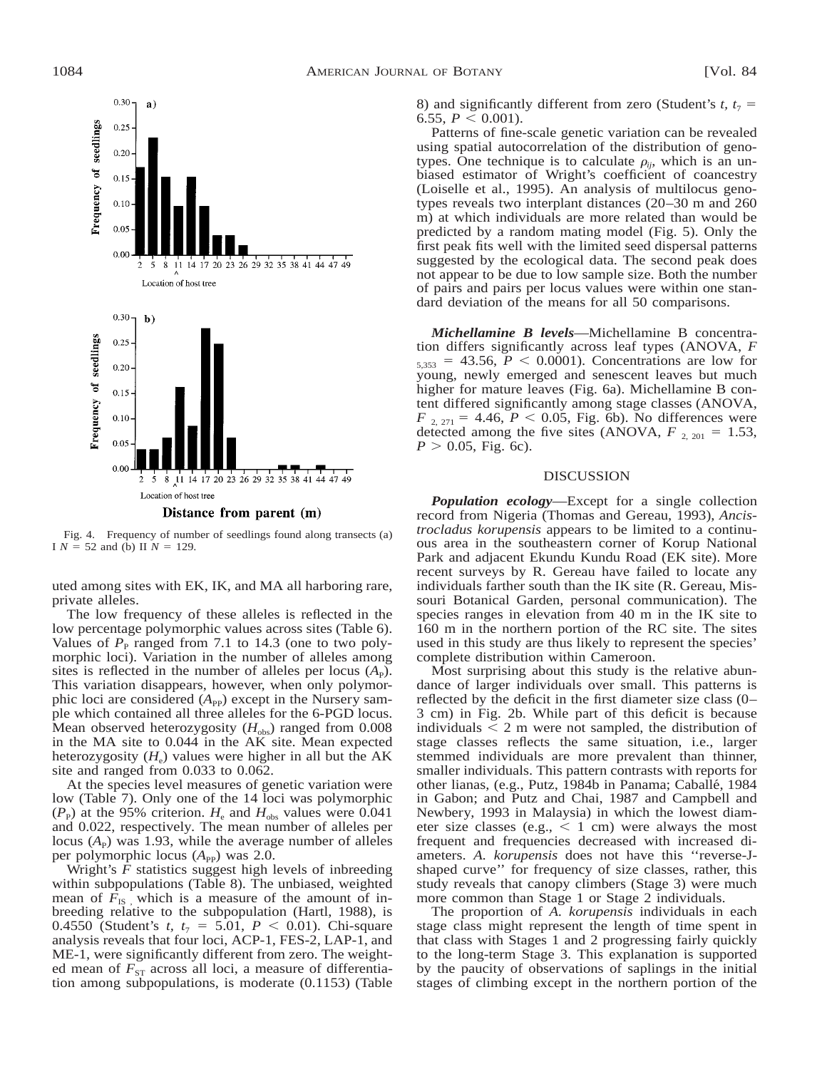Fig. 4. Frequency of number of seedlings found along transects (a) I $N = 52$ and (b) II $N = 129$.

uted among sites with EK, IK, and MA all harboring rare, private alleles.

The low frequency of these alleles is reflected in the low percentage polymorphic values across sites (Table 6). Values of $P_P$ ranged from 7.1 to 14.3 (one to two polymorphic loci). Variation in the number of alleles among sites is reflected in the number of alleles per locus ($A_P$). This variation disappears, however, when only polymorphic loci are considered ($A_{PP}$) except in the Nursery sample which contained all three alleles for the 6-PGD locus. Mean observed heterozygosity ($H_{obs}$) ranged from 0.008 in the MA site to 0.044 in the AK site. Mean expected heterozygosity ($H_e$) values were higher in all but the AK site and ranged from 0.033 to 0.062.

At the species level measures of genetic variation were low (Table 7). Only one of the 14 loci was polymorphic ($P_P$) at the 95% criterion. $H_e$ and $H_{obs}$ values were 0.041 and 0.022, respectively. The mean number of alleles per locus ($A_P$) was 1.93, while the average number of alleles per polymorphic locus ($A_{PP}$) was 2.0.

Wright's $F$ statistics suggest high levels of inbreeding within subpopulations (Table 8). The unbiased, weighted mean of $F_{IS}$, which is a measure of the amount of inbreeding relative to the subpopulation (Hartl, 1988), is 0.4550 (Student's $t$, $t_7 = 5.01$, $P < 0.01$). Chi-square analysis reveals that four loci, ACP-1, FES-2, LAP-1, and ME-1, were significantly different from zero. The weighted mean of $F_{ST}$ across all loci, a measure of differentiation among subpopulations, is moderate (0.1153) (Table 8) and significantly different from zero (Student's $t$, $t_7 = 6.55$, $P < 0.001$).

Patterns of fine-scale genetic variation can be revealed using spatial autocorrelation of the distribution of genotypes. One technique is to calculate $\rho_{ij}$, which is an unbiased estimator of Wright's coefficient of coancestry (Loiselle et al., 1995). An analysis of multilocus genotypes reveals two interplant distances (20–30 m and 260 m) at which individuals are more related than would be predicted by a random mating model (Fig. 5). Only the first peak fits well with the limited seed dispersal patterns suggested by the ecological data. The second peak does not appear to be due to low sample size. Both the number of pairs and pairs per locus values were within one standard deviation of the means for all 50 comparisons.

***Michellamine B levels***—Michellamine B concentration differs significantly across leaf types (ANOVA, $F_{5,353} = 43.56$, $P < 0.0001$). Concentrations are low for young, newly emerged and senescent leaves but much higher for mature leaves (Fig. 6a). Michellamine B content differed significantly among stage classes (ANOVA, $F_{2, 271} = 4.46$, $P < 0.05$, Fig. 6b). No differences were detected among the five sites (ANOVA, $F_{2, 201} = 1.53$, $P > 0.05$, Fig. 6c).

## DISCUSSION

***Population ecology***—Except for a single collection record from Nigeria (Thomas and Gereau, 1993), *Ancistrocladus korupensis* appears to be limited to a continuous area in the southeastern corner of Korup National Park and adjacent Ekundu Kundu Road (EK site). More recent surveys by R. Gereau have failed to locate any individuals farther south than the IK site (R. Gereau, Missouri Botanical Garden, personal communication). The species ranges in elevation from 40 m in the IK site to 160 m in the northern portion of the RC site. The sites used in this study are thus likely to represent the species' complete distribution within Cameroon.

Most surprising about this study is the relative abundance of larger individuals over small. This patterns is reflected by the deficit in the first diameter size class (0–3 cm) in Fig. 2b. While part of this deficit is because individuals < 2 m were not sampled, the distribution of stage classes reflects the same situation, i.e., larger stemmed individuals are more prevalent than thinner, smaller individuals. This pattern contrasts with reports for other lianas, (e.g., Putz, 1984b in Panama; Caballé, 1984 in Gabon; and Putz and Chai, 1987 and Campbell and Newbery, 1993 in Malaysia) in which the lowest diameter size classes (e.g., < 1 cm) were always the most frequent and frequencies decreased with increased diameters. *A. korupensis* does not have this ''reverse-J-shaped curve'' for frequency of size classes, rather, this study reveals that canopy climbers (Stage 3) were much more common than Stage 1 or Stage 2 individuals.

The proportion of *A. korupensis* individuals in each stage class might represent the length of time spent in that class with Stages 1 and 2 progressing fairly quickly to the long-term Stage 3. This explanation is supported by the paucity of observations of saplings in the initial stages of climbing except in the northern portion of the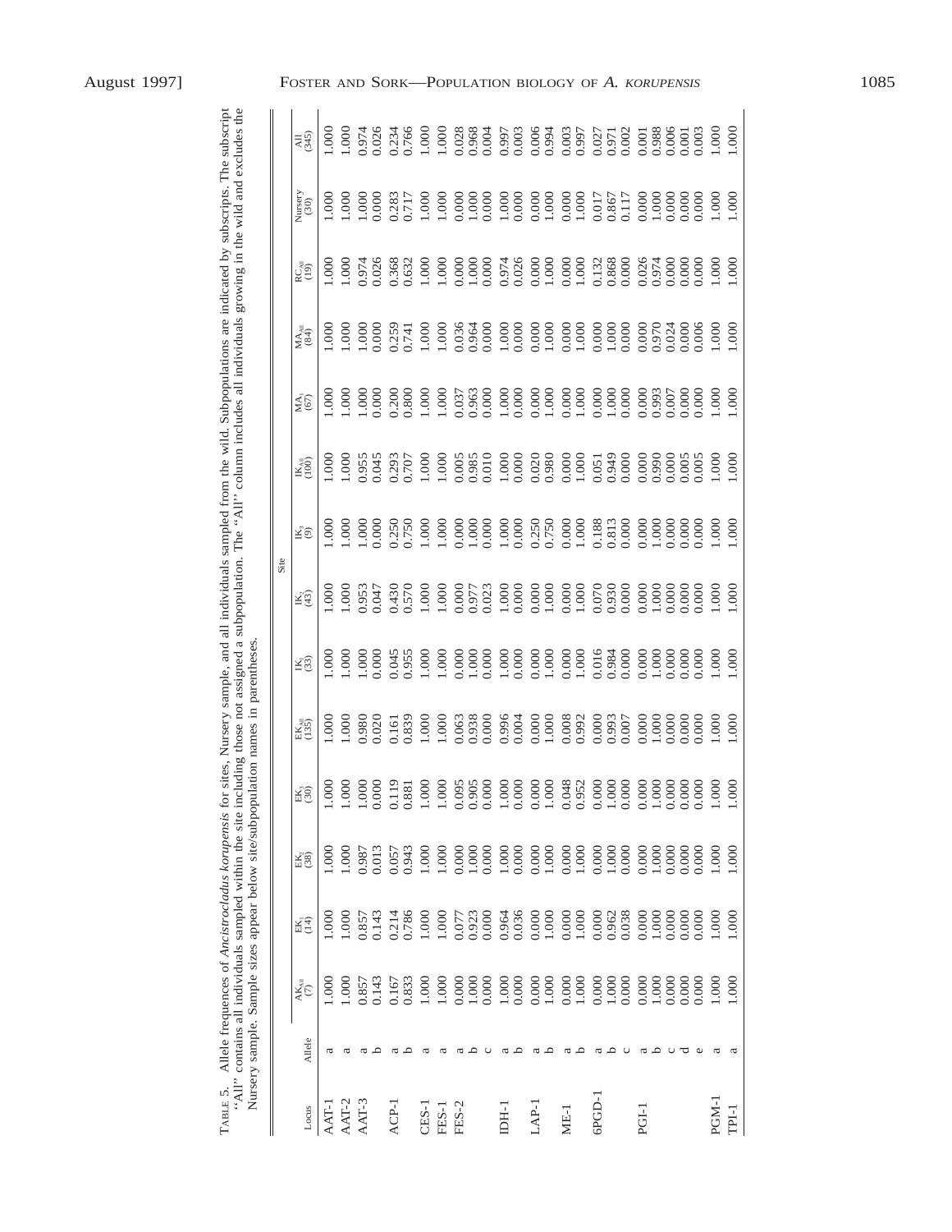TABLE 5. Allele frequences of *Ancistrocladus korupensis* for sites, Nursery sample, and all individuals sampled from the wild. Subpopulations are indicated by subscripts. The subscript "All" contains all individuals sampled within the site including those not assigned a subpopulation. The "All" column includes all individuals growing in the wild and excludes the Nursery sample. Sample sizes appear below site/subpopulation names in parentheses.

| Locus | Allele | $AK_{All}$ (7) | $EK_1$ (14) | $EK_2$ (38) | $EK_3$ (30) | $EK_{All}$ (135) | $IK_1$ (33) | $IK_2$ (43) | $IK_3$ (9) | $IK_{All}$ (100) | $MA_1$ (67) | $MA_{All}$ (84) | $RC_{All}$ (19) | Nursery (30) | All (345) |
|---|---|---|---|---|---|---|---|---|---|---|---|---|---|---|---|
| | | | | | | | | Site | | | | | | | |
| AAT-1 | a | 1.000 | 1.000 | 1.000 | 1.000 | 1.000 | 1.000 | 1.000 | 1.000 | 1.000 | 1.000 | 1.000 | 1.000 | 1.000 | 1.000 |
| AAT-2 | a | 1.000 | 1.000 | 1.000 | 1.000 | 1.000 | 1.000 | 1.000 | 1.000 | 1.000 | 1.000 | 1.000 | 1.000 | 1.000 | 1.000 |
| AAT-3 | a | 0.857 | 0.857 | 0.987 | 1.000 | 0.980 | 1.000 | 0.953 | 1.000 | 0.955 | 1.000 | 1.000 | 0.974 | 1.000 | 0.974 |
| | b | 0.143 | 0.143 | 0.013 | 0.000 | 0.020 | 0.000 | 0.047 | 0.000 | 0.045 | 0.000 | 0.000 | 0.026 | 0.000 | 0.026 |
| ACP-1 | a | 0.167 | 0.214 | 0.057 | 0.119 | 0.161 | 0.045 | 0.430 | 0.250 | 0.293 | 0.200 | 0.259 | 0.368 | 0.283 | 0.234 |
| | b | 0.833 | 0.786 | 0.943 | 0.881 | 0.839 | 0.955 | 0.570 | 0.750 | 0.707 | 0.800 | 0.741 | 0.632 | 0.717 | 0.766 |
| CES-1 | a | 1.000 | 1.000 | 1.000 | 1.000 | 1.000 | 1.000 | 1.000 | 1.000 | 1.000 | 1.000 | 1.000 | 1.000 | 1.000 | 1.000 |
| FES-1 | a | 1.000 | 1.000 | 1.000 | 1.000 | 1.000 | 1.000 | 1.000 | 1.000 | 1.000 | 1.000 | 1.000 | 1.000 | 1.000 | 1.000 |
| FES-2 | a | 0.000 | 0.077 | 0.000 | 0.095 | 0.063 | 0.000 | 0.000 | 0.000 | 0.005 | 0.037 | 0.036 | 0.000 | 0.000 | 0.028 |
| | b | 1.000 | 0.923 | 1.000 | 0.905 | 0.938 | 1.000 | 0.977 | 1.000 | 0.985 | 0.963 | 0.964 | 1.000 | 1.000 | 0.968 |
| | c | 0.000 | 0.000 | 0.000 | 0.000 | 0.000 | 0.000 | 0.023 | 0.000 | 0.010 | 0.000 | 0.000 | 0.000 | 0.000 | 0.004 |
| IDH-1 | a | 1.000 | 0.964 | 1.000 | 1.000 | 0.996 | 1.000 | 1.000 | 1.000 | 1.000 | 1.000 | 1.000 | 0.974 | 1.000 | 0.997 |
| | b | 0.000 | 0.036 | 0.000 | 0.000 | 0.004 | 0.000 | 0.000 | 0.000 | 0.000 | 0.000 | 0.000 | 0.026 | 0.000 | 0.003 |
| LAP-1 | a | 0.000 | 0.000 | 0.000 | 0.000 | 0.000 | 0.000 | 0.000 | 0.250 | 0.020 | 0.000 | 0.000 | 0.000 | 0.000 | 0.006 |
| | b | 1.000 | 1.000 | 1.000 | 1.000 | 1.000 | 1.000 | 1.000 | 0.750 | 0.980 | 1.000 | 1.000 | 1.000 | 1.000 | 0.994 |
| ME-1 | a | 0.000 | 0.000 | 0.000 | 0.048 | 0.008 | 0.000 | 0.000 | 0.000 | 0.000 | 0.000 | 0.000 | 0.000 | 0.000 | 0.003 |
| | b | 1.000 | 1.000 | 1.000 | 0.952 | 0.992 | 1.000 | 1.000 | 1.000 | 1.000 | 1.000 | 1.000 | 1.000 | 1.000 | 0.997 |
| 6PGD-1 | a | 0.000 | 0.000 | 0.000 | 0.000 | 0.000 | 0.016 | 0.070 | 0.188 | 0.051 | 0.000 | 0.000 | 0.132 | 0.017 | 0.027 |
| | b | 1.000 | 0.962 | 1.000 | 1.000 | 0.993 | 0.984 | 0.930 | 0.813 | 0.949 | 1.000 | 1.000 | 0.868 | 0.867 | 0.971 |
| | c | 0.000 | 0.038 | 0.000 | 0.000 | 0.007 | 0.000 | 0.000 | 0.000 | 0.000 | 0.000 | 0.000 | 0.000 | 0.117 | 0.002 |
| PGI-1 | a | 0.000 | 0.000 | 0.000 | 0.000 | 0.000 | 0.000 | 0.000 | 0.000 | 0.000 | 0.000 | 0.000 | 0.026 | 0.000 | 0.001 |
| | b | 1.000 | 1.000 | 1.000 | 1.000 | 1.000 | 1.000 | 1.000 | 1.000 | 0.990 | 0.993 | 0.970 | 0.974 | 1.000 | 0.988 |
| | c | 0.000 | 0.000 | 0.000 | 0.000 | 0.000 | 0.000 | 0.000 | 0.000 | 0.000 | 0.007 | 0.024 | 0.000 | 0.000 | 0.006 |
| | d | 0.000 | 0.000 | 0.000 | 0.000 | 0.000 | 0.000 | 0.000 | 0.000 | 0.005 | 0.000 | 0.000 | 0.000 | 0.000 | 0.001 |
| | e | 0.000 | 0.000 | 0.000 | 0.000 | 0.000 | 0.000 | 0.000 | 0.000 | 0.005 | 0.000 | 0.006 | 0.000 | 0.000 | 0.003 |
| PGM-1 | a | 1.000 | 1.000 | 1.000 | 1.000 | 1.000 | 1.000 | 1.000 | 1.000 | 1.000 | 1.000 | 1.000 | 1.000 | 1.000 | 1.000 |
| TPI-1 | a | 1.000 | 1.000 | 1.000 | 1.000 | 1.000 | 1.000 | 1.000 | 1.000 | 1.000 | 1.000 | 1.000 | 1.000 | 1.000 | 1.000 |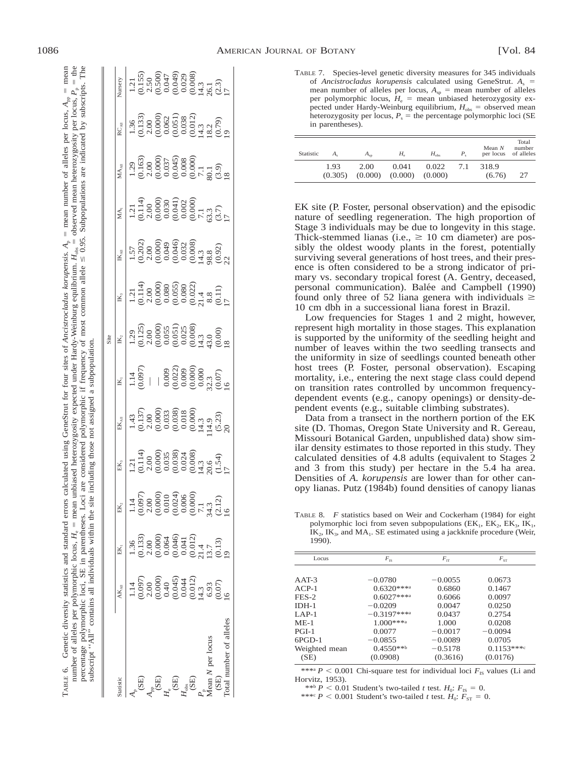TABLE 6. Genetic diversity statistics and standard errors calculated using GeneStrut for four sites of *Ancistrocladus korupensis*. $A_p$ = mean number of alleles per polymorphic locus, $H_e$ = mean unbiased heterozygosity expected under Hardy-Weinburg equilibrium. $H_{obs}$ = observed mean heterozygosity per locus, $P_p$ = the percentage polymorphic loci, SE in parentheses. Loci are considered polymorphic if frequency of most common allele ≤ 0.95. Subpopulations are indicated by subscripts. The subscript "All" contains all individuals within the site including those not assigned a subpopulation. $A_{pp}$ = mean number of alleles per locus, $A_p$ = mean number of alleles per locus.

| Statistic | $AK_{All}$ | $EK_1$ | $EK_2$ | $EK_3$ | $EK_{All}$ | $IK_1$ | $IK_2$ | $IK_3$ | $IK_{All}$ | $MA_1$ | $MA_{All}$ | $RC_{All}$ | Nursery |
|---|---|---|---|---|---|---|---|---|---|---|---|---|---|
| $A_p$ | 1.14 | 1.36 | 1.14 | 1.21 | 1.43 | 1.14 | 1.29 | 1.21 | 1.57 | 1.21 | 1.29 | 1.36 | 1.21 |
| (SE) | (0.097) | (0.133) | (0.097) | (0.114) | (0.137) | (0.097) | (0.125) | (0.114) | (0.202) | (0.114) | (0.163) | (0.133) | (0.155) |
| $A_{pp}$ | 2.00 | 2.00 | 2.00 | 2.00 | 2.00 | — | 2.00 | 2.00 | 2.00 | 2.00 | 2.00 | 2.00 | 2.50 |
| (SE) | (0.000) | (0.000) | (0.000) | (0.000) | (0.000) | — | (0.000) | (0.000) | (0.000) | (0.000) | (0.000) | (0.000) | (0.500) |
| $H_e$ | 0.40 | 0.064 | 0.010 | 0.035 | 0.033 | 0.009 | 0.055 | 0.080 | 0.049 | 0.030 | 0.037 | 0.062 | 0.047 |
| (SE) | (0.045) | (0.046) | (0.024) | (0.038) | (0.038) | (0.022) | (0.051) | (0.055) | (0.046) | (0.041) | (0.045) | (0.051) | (0.049) |
| $H_{obs}$ | 0.044 | 0.041 | 0.006 | 0.024 | 0.018 | 0.009 | 0.025 | 0.080 | 0.032 | 0.002 | 0.008 | 0.038 | 0.029 |
| (SE) | (0.012) | (0.012) | (0.000) | (0.008) | (0.000) | (0.000) | (0.008) | (0.022) | (0.008) | (0.000) | (0.000) | (0.012) | (0.008) |
| $P_p$ | 14.3 | 21.4 | 7.1 | 14.3 | 14.3 | 0.000 | 14.3 | 21.4 | 14.3 | 7.1 | 7.1 | 14.3 | 14.3 |
| Mean N per locus | 6.93 | 13.7 | 34.3 | 20.6 | 114.9 | 32.3 | 43.0 | 8.8 | 98.8 | 63.3 | 80.1 | 18.2 | 26.1 |
| (SE) | (0.07) | (0.13) | (2.12) | (1.54) | (5.23) | (0.07) | (0.00) | (0.11) | (0.92) | (3.7) | (3.9) | (0.79) | (2.3) |
| Total number of alleles | 16 | 19 | 16 | 17 | 20 | 16 | 18 | 17 | 22 | 17 | 18 | 19 | 17 |

TABLE 7. Species-level genetic diversity measures for 345 individuals of *Ancistrocladus korupensis* calculated using GeneStrut. $A_s$ = mean number of alleles per locus, $A_{sp}$ = mean number of alleles per polymorphic locus, $H_e$ = mean unbiased heterozygosity expected under Hardy-Weinburg equilibrium, $H_{obs}$ = observed mean heterozygosity per locus, $P_s$ = the percentage polymorphic loci (SE in parentheses).

| Statistic | $A_s$ | $A_{sp}$ | $H_e$ | $H_{obs}$ | $P_s$ | Mean N per locus | Total number of alleles |
|---|---|---|---|---|---|---|---|
| | 1.93 | 2.00 | 0.041 | 0.022 | 7.1 | 318.9 | |
| | (0.305) | (0.000) | (0.000) | (0.000) | | (6.76) | 27 |

EK site (P. Foster, personal observation) and the episodic nature of seedling regeneration. The high proportion of Stage 3 individuals may be due to longevity in this stage. Thick-stemmed lianas (i.e., ≥ 10 cm diameter) are possibly the oldest woody plants in the forest, potentially surviving several generations of host trees, and their presence is often considered to be a strong indicator of primary vs. secondary tropical forest (A. Gentry, deceased, personal communication). Balée and Campbell (1990) found only three of 52 liana genera with individuals ≥ 10 cm dbh in a successional liana forest in Brazil.

Low frequencies for Stages 1 and 2 might, however, represent high mortality in those stages. This explanation is supported by the uniformity of the seedling height and number of leaves within the two seedling transects and the uniformity in size of seedlings counted beneath other host trees (P. Foster, personal observation). Escaping mortality, i.e., entering the next stage class could depend on transition rates controlled by uncommon frequency-dependent events (e.g., canopy openings) or density-dependent events (e.g., suitable climbing substrates).

Data from a transect in the northern portion of the EK site (D. Thomas, Oregon State University and R. Gereau, Missouri Botanical Garden, unpublished data) show similar density estimates to those reported in this study. They calculated densities of 4.8 adults (equivalent to Stages 2 and 3 from this study) per hectare in the 5.4 ha area. Densities of *A. korupensis* are lower than for other canopy lianas. Putz (1984b) found densities of canopy lianas

TABLE 8. *F* statistics based on Weir and Cockerham (1984) for eight polymorphic loci from seven subpopulations ($EK_1$, $EK_2$, $EK_3$, $IK_1$, $IK_2$, $IK_3$, and $MA_1$). SE estimated using a jackknife procedure (Weir, 1990).

| Locus | $F_{IS}$ | $F_{IT}$ | $F_{ST}$ |
|---|---|---|---|
| AAT-3 | −0.0780 | −0.0055 | 0.0673 |
| ACP-1 | 0.6320***a | 0.6860 | 0.1467 |
| FES-2 | 0.6027***a | 0.6066 | 0.0097 |
| IDH-1 | −0.0209 | 0.0047 | 0.0250 |
| LAP-1 | −0.3197***a | 0.0437 | 0.2754 |
| ME-1 | 1.000***a | 1.000 | 0.0208 |
| PGI-1 | 0.0077 | −0.0017 | −0.0094 |
| 6PGD-1 | −0.0855 | −0.0089 | 0.0705 |
| Weighted mean | 0.4550**b | −0.5178 | 0.1153***c |
| (SE) | (0.0908) | (0.3616) | (0.0176) |

***a $P < 0.001$ Chi-square test for individual loci $F_{IS}$ values (Li and Horvitz, 1953).

**b $P < 0.01$ Student's two-tailed *t* test. $H_0$: $F_{IS} = 0$.

***c $P < 0.001$ Student's two-tailed *t* test. $H_0$: $F_{ST} = 0$.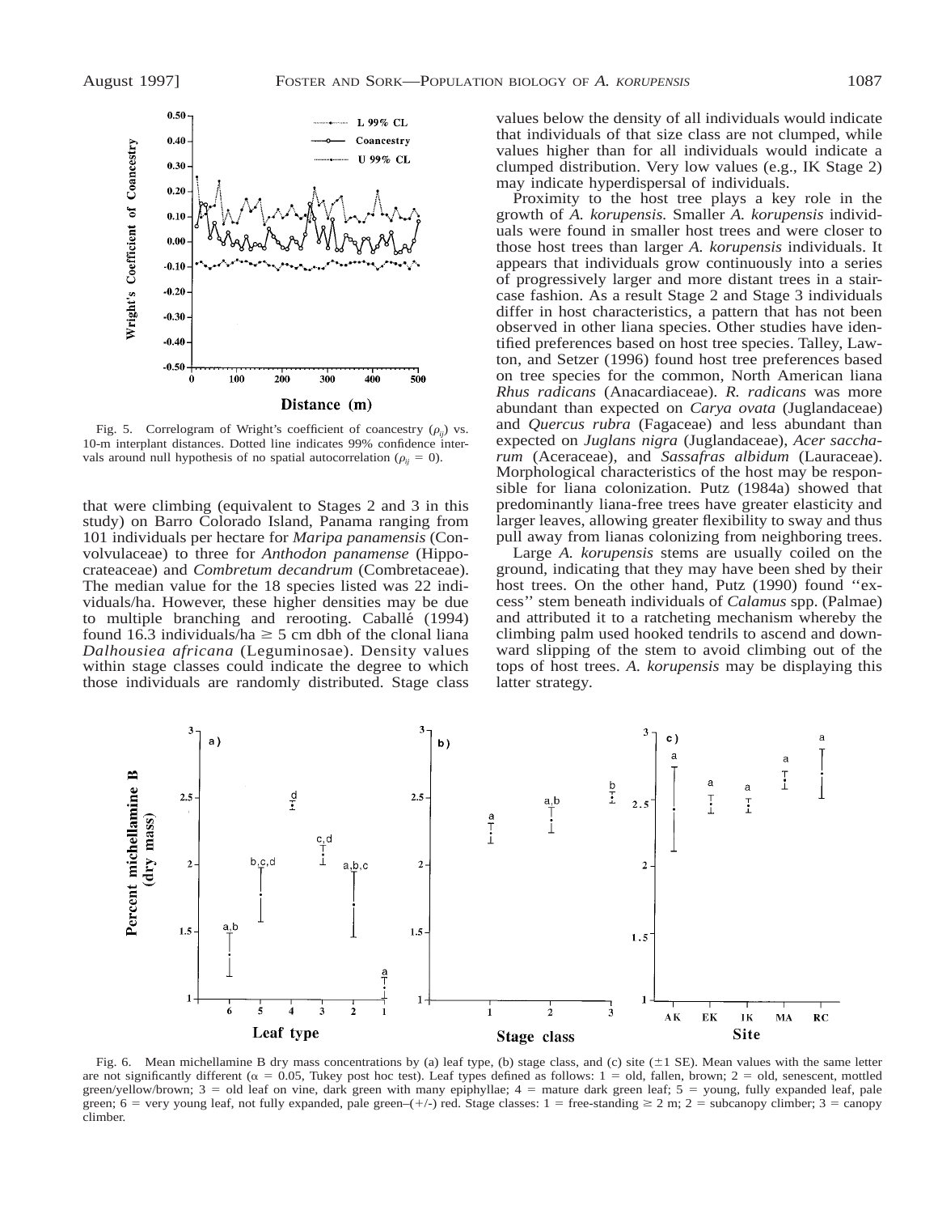Fig. 5. Correlogram of Wright's coefficient of coancestry ($\rho_{ij}$) vs. 10-m interplant distances. Dotted line indicates 99% confidence intervals around null hypothesis of no spatial autocorrelation ($\rho_{ij} = 0$).

that were climbing (equivalent to Stages 2 and 3 in this study) on Barro Colorado Island, Panama ranging from 101 individuals per hectare for *Maripa panamensis* (Convolvulaceae) to three for *Anthodon panamense* (Hippocrateaceae) and *Combretum decandrum* (Combretaceae). The median value for the 18 species listed was 22 individuals/ha. However, these higher densities may be due to multiple branching and rerooting. Caballé (1994) found 16.3 individuals/ha ≥ 5 cm dbh of the clonal liana *Dalhousiea africana* (Leguminosae). Density values within stage classes could indicate the degree to which those individuals are randomly distributed. Stage class values below the density of all individuals would indicate that individuals of that size class are not clumped, while values higher than for all individuals would indicate a clumped distribution. Very low values (e.g., IK Stage 2) may indicate hyperdispersal of individuals.

Proximity to the host tree plays a key role in the growth of *A. korupensis.* Smaller *A. korupensis* individuals were found in smaller host trees and were closer to those host trees than larger *A. korupensis* individuals. It appears that individuals grow continuously into a series of progressively larger and more distant trees in a staircase fashion. As a result Stage 2 and Stage 3 individuals differ in host characteristics, a pattern that has not been observed in other liana species. Other studies have identified preferences based on host tree species. Talley, Lawton, and Setzer (1996) found host tree preferences based on tree species for the common, North American liana *Rhus radicans* (Anacardiaceae). *R. radicans* was more abundant than expected on *Carya ovata* (Juglandaceae) and *Quercus rubra* (Fagaceae) and less abundant than expected on *Juglans nigra* (Juglandaceae), *Acer saccharum* (Aceraceae), and *Sassafras albidum* (Lauraceae). Morphological characteristics of the host may be responsible for liana colonization. Putz (1984a) showed that predominantly liana-free trees have greater elasticity and larger leaves, allowing greater flexibility to sway and thus pull away from lianas colonizing from neighboring trees.

Large *A. korupensis* stems are usually coiled on the ground, indicating that they may have been shed by their host trees. On the other hand, Putz (1990) found "excess" stem beneath individuals of *Calamus* spp. (Palmae) and attributed it to a ratcheting mechanism whereby the climbing palm used hooked tendrils to ascend and downward slipping of the stem to avoid climbing out of the tops of host trees. *A. korupensis* may be displaying this latter strategy.

Fig. 6. Mean michellamine B dry mass concentrations by (a) leaf type, (b) stage class, and (c) site (±1 SE). Mean values with the same letter are not significantly different ($\alpha = 0.05$, Tukey post hoc test). Leaf types defined as follows: 1 = old, fallen, brown; 2 = old, senescent, mottled green/yellow/brown; 3 = old leaf on vine, dark green with many epiphyllae; 4 = mature dark green leaf; 5 = young, fully expanded leaf, pale green; 6 = very young leaf, not fully expanded, pale green–(+/-) red. Stage classes: 1 = free-standing ≥ 2 m; 2 = subcanopy climber; 3 = canopy climber.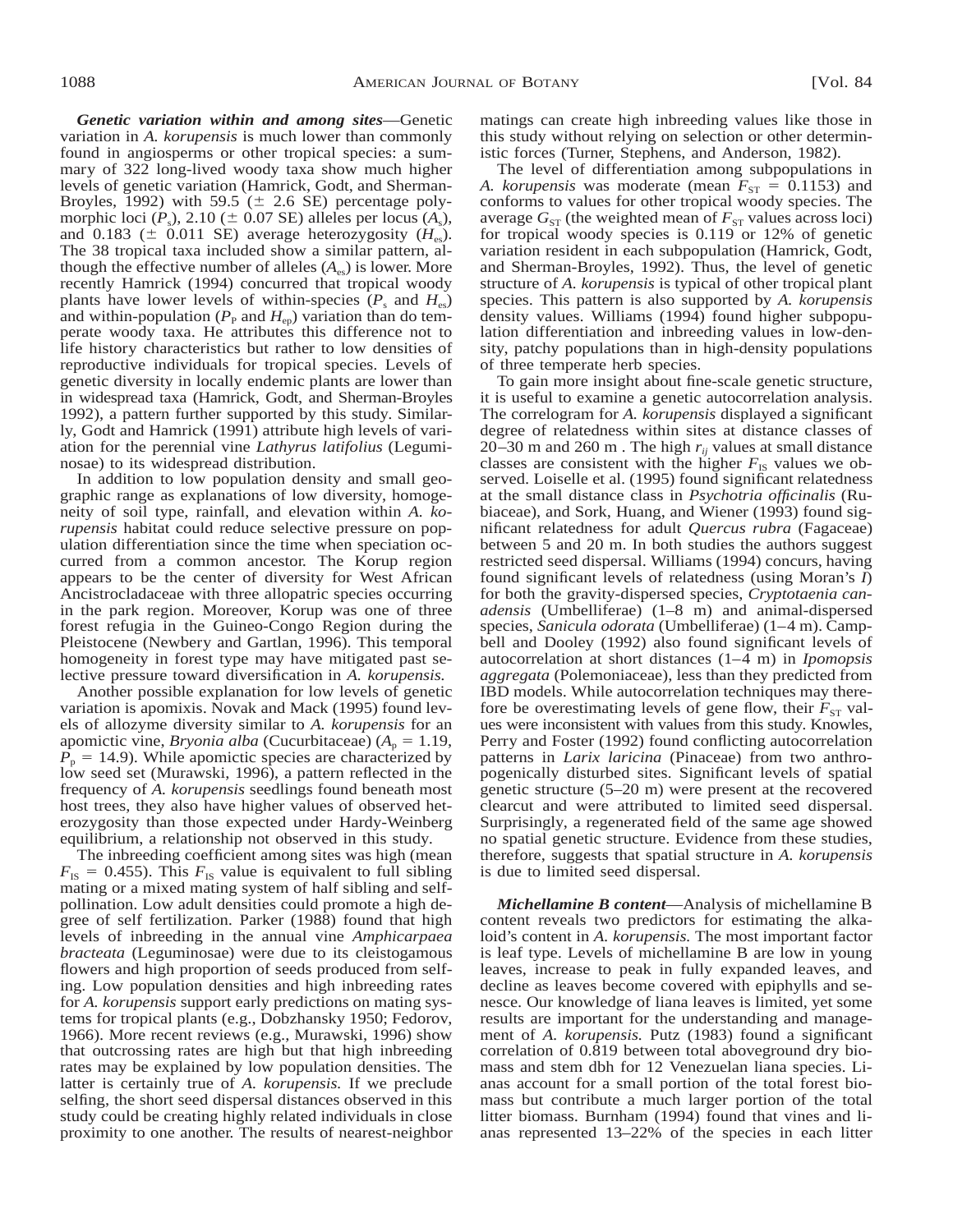***Genetic variation within and among sites***—Genetic variation in *A. korupensis* is much lower than commonly found in angiosperms or other tropical species: a summary of 322 long-lived woody taxa show much higher levels of genetic variation (Hamrick, Godt, and Sherman-Broyles, 1992) with 59.5 (± 2.6 SE) percentage polymorphic loci ($P_s$), 2.10 (± 0.07 SE) alleles per locus ($A_s$), and 0.183 (± 0.011 SE) average heterozygosity ($H_{es}$). The 38 tropical taxa included show a similar pattern, although the effective number of alleles ($A_{es}$) is lower. More recently Hamrick (1994) concurred that tropical woody plants have lower levels of within-species ($P_s$ and $H_{es}$) and within-population ($P_P$ and $H_{ep}$) variation than do temperate woody taxa. He attributes this difference not to life history characteristics but rather to low densities of reproductive individuals for tropical species. Levels of genetic diversity in locally endemic plants are lower than in widespread taxa (Hamrick, Godt, and Sherman-Broyles 1992), a pattern further supported by this study. Similarly, Godt and Hamrick (1991) attribute high levels of variation for the perennial vine *Lathyrus latifolius* (Leguminosae) to its widespread distribution.

In addition to low population density and small geographic range as explanations of low diversity, homogeneity of soil type, rainfall, and elevation within *A. korupensis* habitat could reduce selective pressure on population differentiation since the time when speciation occurred from a common ancestor. The Korup region appears to be the center of diversity for West African Ancistrocladaceae with three allopatric species occurring in the park region. Moreover, Korup was one of three forest refugia in the Guineo-Congo Region during the Pleistocene (Newbery and Gartlan, 1996). This temporal homogeneity in forest type may have mitigated past selective pressure toward diversification in *A. korupensis.*

Another possible explanation for low levels of genetic variation is apomixis. Novak and Mack (1995) found levels of allozyme diversity similar to *A. korupensis* for an apomictic vine, *Bryonia alba* (Cucurbitaceae) ($A_p$ = 1.19, $P_p$ = 14.9). While apomictic species are characterized by low seed set (Murawski, 1996), a pattern reflected in the frequency of *A. korupensis* seedlings found beneath most host trees, they also have higher values of observed heterozygosity than those expected under Hardy-Weinberg equilibrium, a relationship not observed in this study.

The inbreeding coefficient among sites was high (mean $F_{IS}$ = 0.455). This $F_{IS}$ value is equivalent to full sibling mating or a mixed mating system of half sibling and self-pollination. Low adult densities could promote a high degree of self fertilization. Parker (1988) found that high levels of inbreeding in the annual vine *Amphicarpaea bracteata* (Leguminosae) were due to its cleistogamous flowers and high proportion of seeds produced from selfing. Low population densities and high inbreeding rates for *A. korupensis* support early predictions on mating systems for tropical plants (e.g., Dobzhansky 1950; Fedorov, 1966). More recent reviews (e.g., Murawski, 1996) show that outcrossing rates are high but that high inbreeding rates may be explained by low population densities. The latter is certainly true of *A. korupensis.* If we preclude selfing, the short seed dispersal distances observed in this study could be creating highly related individuals in close proximity to one another. The results of nearest-neighbor matings can create high inbreeding values like those in this study without relying on selection or other deterministic forces (Turner, Stephens, and Anderson, 1982).

The level of differentiation among subpopulations in *A. korupensis* was moderate (mean $F_{ST}$ = 0.1153) and conforms to values for other tropical woody species. The average $G_{ST}$ (the weighted mean of $F_{ST}$ values across loci) for tropical woody species is 0.119 or 12% of genetic variation resident in each subpopulation (Hamrick, Godt, and Sherman-Broyles, 1992). Thus, the level of genetic structure of *A. korupensis* is typical of other tropical plant species. This pattern is also supported by *A. korupensis* density values. Williams (1994) found higher subpopulation differentiation and inbreeding values in low-density, patchy populations than in high-density populations of three temperate herb species.

To gain more insight about fine-scale genetic structure, it is useful to examine a genetic autocorrelation analysis. The correlogram for *A. korupensis* displayed a significant degree of relatedness within sites at distance classes of 20–30 m and 260 m . The high $r_{ij}$ values at small distance classes are consistent with the higher $F_{IS}$ values we observed. Loiselle et al. (1995) found significant relatedness at the small distance class in *Psychotria officinalis* (Rubiaceae), and Sork, Huang, and Wiener (1993) found significant relatedness for adult *Quercus rubra* (Fagaceae) between 5 and 20 m. In both studies the authors suggest restricted seed dispersal. Williams (1994) concurs, having found significant levels of relatedness (using Moran's *I*) for both the gravity-dispersed species, *Cryptotaenia canadensis* (Umbelliferae) (1–8 m) and animal-dispersed species, *Sanicula odorata* (Umbelliferae) (1–4 m). Campbell and Dooley (1992) also found significant levels of autocorrelation at short distances (1–4 m) in *Ipomopsis aggregata* (Polemoniaceae), less than they predicted from IBD models. While autocorrelation techniques may therefore be overestimating levels of gene flow, their $F_{ST}$ values were inconsistent with values from this study. Knowles, Perry and Foster (1992) found conflicting autocorrelation patterns in *Larix laricina* (Pinaceae) from two anthropogenically disturbed sites. Significant levels of spatial genetic structure (5–20 m) were present at the recovered clearcut and were attributed to limited seed dispersal. Surprisingly, a regenerated field of the same age showed no spatial genetic structure. Evidence from these studies, therefore, suggests that spatial structure in *A. korupensis* is due to limited seed dispersal.

***Michellamine B content***—Analysis of michellamine B content reveals two predictors for estimating the alkaloid's content in *A. korupensis.* The most important factor is leaf type. Levels of michellamine B are low in young leaves, increase to peak in fully expanded leaves, and decline as leaves become covered with epiphylls and senesce. Our knowledge of liana leaves is limited, yet some results are important for the understanding and management of *A. korupensis.* Putz (1983) found a significant correlation of 0.819 between total aboveground dry biomass and stem dbh for 12 Venezuelan liana species. Lianas account for a small portion of the total forest biomass but contribute a much larger portion of the total litter biomass. Burnham (1994) found that vines and lianas represented 13–22% of the species in each litter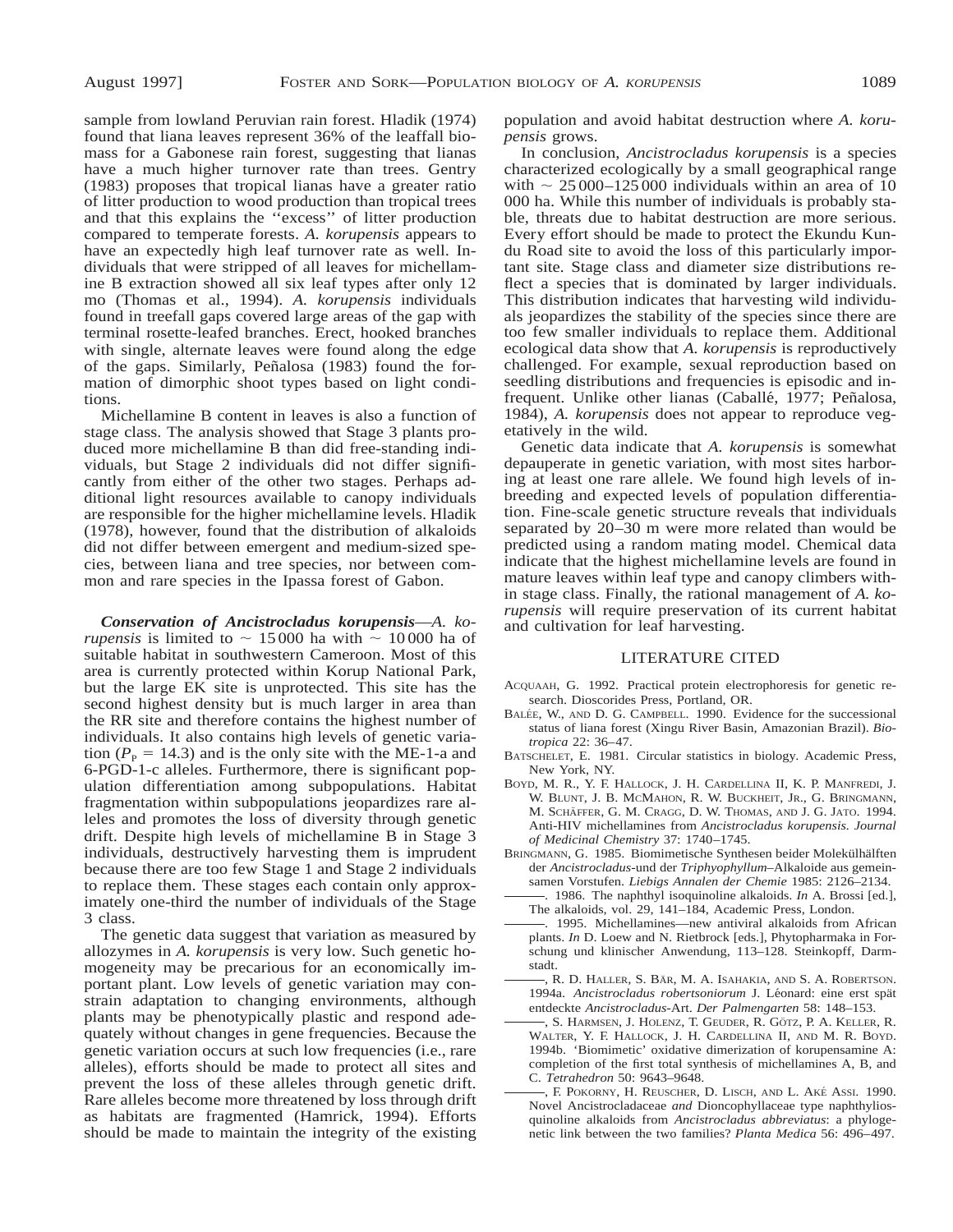sample from lowland Peruvian rain forest. Hladik (1974) found that liana leaves represent 36% of the leaffall biomass for a Gabonese rain forest, suggesting that lianas have a much higher turnover rate than trees. Gentry (1983) proposes that tropical lianas have a greater ratio of litter production to wood production than tropical trees and that this explains the "excess" of litter production compared to temperate forests. *A. korupensis* appears to have an expectedly high leaf turnover rate as well. Individuals that were stripped of all leaves for michellamine B extraction showed all six leaf types after only 12 mo (Thomas et al., 1994). *A. korupensis* individuals found in treefall gaps covered large areas of the gap with terminal rosette-leafed branches. Erect, hooked branches with single, alternate leaves were found along the edge of the gaps. Similarly, Peñalosa (1983) found the formation of dimorphic shoot types based on light conditions.

Michellamine B content in leaves is also a function of stage class. The analysis showed that Stage 3 plants produced more michellamine B than did free-standing individuals, but Stage 2 individuals did not differ significantly from either of the other two stages. Perhaps additional light resources available to canopy individuals are responsible for the higher michellamine levels. Hladik (1978), however, found that the distribution of alkaloids did not differ between emergent and medium-sized species, between liana and tree species, nor between common and rare species in the Ipassa forest of Gabon.

***Conservation of Ancistrocladus korupensis***—*A. korupensis* is limited to ~ 15 000 ha with ~ 10 000 ha of suitable habitat in southwestern Cameroon. Most of this area is currently protected within Korup National Park, but the large EK site is unprotected. This site has the second highest density but is much larger in area than the RR site and therefore contains the highest number of individuals. It also contains high levels of genetic variation ($P_p$ = 14.3) and is the only site with the ME-1-a and 6-PGD-1-c alleles. Furthermore, there is significant population differentiation among subpopulations. Habitat fragmentation within subpopulations jeopardizes rare alleles and promotes the loss of diversity through genetic drift. Despite high levels of michellamine B in Stage 3 individuals, destructively harvesting them is imprudent because there are too few Stage 1 and Stage 2 individuals to replace them. These stages each contain only approximately one-third the number of individuals of the Stage 3 class.

The genetic data suggest that variation as measured by allozymes in *A. korupensis* is very low. Such genetic homogeneity may be precarious for an economically important plant. Low levels of genetic variation may constrain adaptation to changing environments, although plants may be phenotypically plastic and respond adequately without changes in gene frequencies. Because the genetic variation occurs at such low frequencies (i.e., rare alleles), efforts should be made to protect all sites and prevent the loss of these alleles through genetic drift. Rare alleles become more threatened by loss through drift as habitats are fragmented (Hamrick, 1994). Efforts should be made to maintain the integrity of the existing population and avoid habitat destruction where *A. korupensis* grows.

In conclusion, *Ancistrocladus korupensis* is a species characterized ecologically by a small geographical range with ~ 25 000–125 000 individuals within an area of 10 000 ha. While this number of individuals is probably stable, threats due to habitat destruction are more serious. Every effort should be made to protect the Ekundu Kundu Road site to avoid the loss of this particularly important site. Stage class and diameter size distributions reflect a species that is dominated by larger individuals. This distribution indicates that harvesting wild individuals jeopardizes the stability of the species since there are too few smaller individuals to replace them. Additional ecological data show that *A. korupensis* is reproductively challenged. For example, sexual reproduction based on seedling distributions and frequencies is episodic and infrequent. Unlike other lianas (Caballé, 1977; Peñalosa, 1984), *A. korupensis* does not appear to reproduce vegetatively in the wild.

Genetic data indicate that *A. korupensis* is somewhat depauperate in genetic variation, with most sites harboring at least one rare allele. We found high levels of inbreeding and expected levels of population differentiation. Fine-scale genetic structure reveals that individuals separated by 20–30 m were more related than would be predicted using a random mating model. Chemical data indicate that the highest michellamine levels are found in mature leaves within leaf type and canopy climbers within stage class. Finally, the rational management of *A. korupensis* will require preservation of its current habitat and cultivation for leaf harvesting.

## LITERATURE CITED

Acquaah, G. 1992. Practical protein electrophoresis for genetic research. Dioscorides Press, Portland, OR.

Balée, W., and D. G. Campbell. 1990. Evidence for the successional status of liana forest (Xingu River Basin, Amazonian Brazil). *Biotropica* 22: 36–47.

Batschelet, E. 1981. Circular statistics in biology. Academic Press, New York, NY.

Boyd, M. R., Y. F. Hallock, J. H. Cardellina II, K. P. Manfredi, J. W. Blunt, J. B. McMahon, R. W. Buckheit, Jr., G. Bringmann, M. Schäffer, G. M. Cragg, D. W. Thomas, and J. G. Jato. 1994. Anti-HIV michellamines from *Ancistrocladus korupensis*. *Journal of Medicinal Chemistry* 37: 1740–1745.

Bringmann, G. 1985. Biomimetische Synthesen beider Molekülhälften der *Ancistrocladus*-und der *Triphyophyllum*–Alkaloide aus gemeinsamen Vorstufen. *Liebigs Annalen der Chemie* 1985: 2126–2134.

———. 1986. The naphthyl isoquinoline alkaloids. *In* A. Brossi [ed.], The alkaloids, vol. 29, 141–184, Academic Press, London.

———. 1995. Michellamines—new antiviral alkaloids from African plants. *In* D. Loew and N. Rietbrock [eds.], Phytopharmaka in Forschung und klinischer Anwendung, 113–128. Steinkopff, Darmstadt.

———, R. D. Haller, S. Bär, M. A. Isahakia, and S. A. Robertson. 1994a. *Ancistrocladus robertsoniorum* J. Léonard: eine erst spät entdeckte *Ancistrocladus*-Art. *Der Palmengarten* 58: 148–153.

———, S. Harmsen, J. Holenz, T. Geuder, R. Götz, P. A. Keller, R. Walter, Y. F. Hallock, J. H. Cardellina II, and M. R. Boyd. 1994b. 'Biomimetic' oxidative dimerization of korupensamine A: completion of the first total synthesis of michellamines A, B, and C. *Tetrahedron* 50: 9643–9648.

———, F. Pokorny, H. Reuscher, D. Lisch, and L. Aké Assi. 1990. Novel Ancistrocladaceae *and* Dioncophyllaceae type naphthylisoquinoline alkaloids from *Ancistrocladus abbreviatus*: a phylogenetic link between the two families? *Planta Medica* 56: 496–497.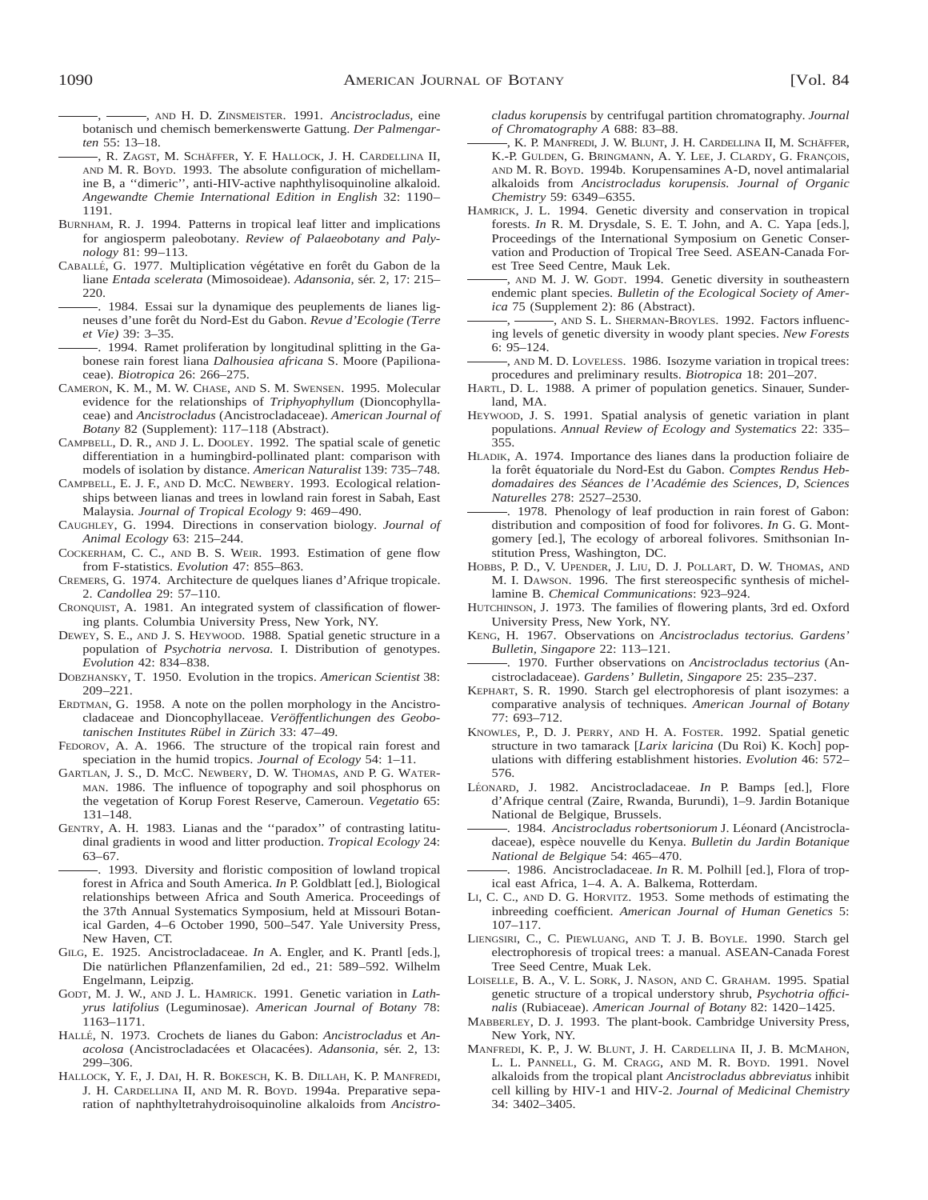———, ———, AND H. D. ZINSMEISTER. 1991. *Ancistrocladus,* eine botanisch und chemisch bemerkenswerte Gattung. *Der Palmengarten* 55: 13–18.

———, R. ZAGST, M. SCHÄFFER, Y. F. HALLOCK, J. H. CARDELLINA II, AND M. R. BOYD. 1993. The absolute configuration of michellamine B, a ''dimeric'', anti-HIV-active naphthylisoquinoline alkaloid. *Angewandte Chemie International Edition in English* 32: 1190–1191.

BURNHAM, R. J. 1994. Patterns in tropical leaf litter and implications for angiosperm paleobotany. *Review of Palaeobotany and Palynology* 81: 99–113.

CABALLÉ, G. 1977. Multiplication végétative en forêt du Gabon de la liane *Entada scelerata* (Mimosoideae). *Adansonia,* sér. 2, 17: 215–220.

———. 1984. Essai sur la dynamique des peuplements de lianes ligneuses d'une forêt du Nord-Est du Gabon. *Revue d'Ecologie (Terre et Vie)* 39: 3–35.

———. 1994. Ramet proliferation by longitudinal splitting in the Gabonese rain forest liana *Dalhousiea africana* S. Moore (Papilionaceae). *Biotropica* 26: 266–275.

CAMERON, K. M., M. W. CHASE, AND S. M. SWENSEN. 1995. Molecular evidence for the relationships of *Triphyophyllum* (Dioncophyllaceae) and *Ancistrocladus* (Ancistrocladaceae). *American Journal of Botany* 82 (Supplement): 117–118 (Abstract).

CAMPBELL, D. R., AND J. L. DOOLEY. 1992. The spatial scale of genetic differentiation in a hummingbird-pollinated plant: comparison with models of isolation by distance. *American Naturalist* 139: 735–748.

CAMPBELL, E. J. F., AND D. MCC. NEWBERY. 1993. Ecological relationships between lianas and trees in lowland rain forest in Sabah, East Malaysia. *Journal of Tropical Ecology* 9: 469–490.

CAUGHLEY, G. 1994. Directions in conservation biology. *Journal of Animal Ecology* 63: 215–244.

COCKERHAM, C. C., AND B. S. WEIR. 1993. Estimation of gene flow from F-statistics. *Evolution* 47: 855–863.

CREMERS, G. 1974. Architecture de quelques lianes d'Afrique tropicale. 2. *Candollea* 29: 57–110.

CRONQUIST, A. 1981. An integrated system of classification of flowering plants. Columbia University Press, New York, NY.

DEWEY, S. E., AND J. S. HEYWOOD. 1988. Spatial genetic structure in a population of *Psychotria nervosa.* I. Distribution of genotypes. *Evolution* 42: 834–838.

DOBZHANSKY, T. 1950. Evolution in the tropics. *American Scientist* 38: 209–221.

ERDTMAN, G. 1958. A note on the pollen morphology in the Ancistrocladaceae and Dioncophyllaceae. *Veröffentlichungen des Geobotanischen Institutes Rübel in Zürich* 33: 47–49.

FEDOROV, A. A. 1966. The structure of the tropical rain forest and speciation in the humid tropics. *Journal of Ecology* 54: 1–11.

GARTLAN, J. S., D. MCC. NEWBERY, D. W. THOMAS, AND P. G. WATERMAN. 1986. The influence of topography and soil phosphorus on the vegetation of Korup Forest Reserve, Cameroun. *Vegetatio* 65: 131–148.

GENTRY, A. H. 1983. Lianas and the ''paradox'' of contrasting latitudinal gradients in wood and litter production. *Tropical Ecology* 24: 63–67.

———. 1993. Diversity and floristic composition of lowland tropical forest in Africa and South America. *In* P. Goldblatt [ed.], Biological relationships between Africa and South America. Proceedings of the 37th Annual Systematics Symposium, held at Missouri Botanical Garden, 4–6 October 1990, 500–547. Yale University Press, New Haven, CT.

GILG, E. 1925. Ancistrocladaceae. *In* A. Engler, and K. Prantl [eds.], Die natürlichen Pflanzenfamilien, 2d ed., 21: 589–592. Wilhelm Engelmann, Leipzig.

GODT, M. J. W., AND J. L. HAMRICK. 1991. Genetic variation in *Lathyrus latifolius* (Leguminosae). *American Journal of Botany* 78: 1163–1171.

HALLÉ, N. 1973. Crochets de lianes du Gabon: *Ancistrocladus* et *Anacolosa* (Ancistrocladacées et Olacacées). *Adansonia,* sér. 2, 13: 299–306.

HALLOCK, Y. F., J. DAI, H. R. BOKESCH, K. B. DILLAH, K. P. MANFREDI, J. H. CARDELLINA II, AND M. R. BOYD. 1994a. Preparative separation of naphthyltetrahydroisoquinoline alkaloids from *Ancistrocladus korupensis* by centrifugal partition chromatography. *Journal of Chromatography A* 688: 83–88.

———, K. P. MANFREDI, J. W. BLUNT, J. H. CARDELLINA II, M. SCHÄFFER, K.-P. GULDEN, G. BRINGMANN, A. Y. LEE, J. CLARDY, G. FRANÇOIS, AND M. R. BOYD. 1994b. Korupensamines A-D, novel antimalarial alkaloids from *Ancistrocladus korupensis. Journal of Organic Chemistry* 59: 6349–6355.

HAMRICK, J. L. 1994. Genetic diversity and conservation in tropical forests. *In* R. M. Drysdale, S. E. T. John, and A. C. Yapa [eds.], Proceedings of the International Symposium on Genetic Conservation and Production of Tropical Tree Seed. ASEAN-Canada Forest Tree Seed Centre, Mauk Lek.

———, AND M. J. W. GODT. 1994. Genetic diversity in southeastern endemic plant species. *Bulletin of the Ecological Society of America* 75 (Supplement 2): 86 (Abstract).

———, ———, AND S. L. SHERMAN-BROYLES. 1992. Factors influencing levels of genetic diversity in woody plant species. *New Forests* 6: 95–124.

———, AND M. D. LOVELESS. 1986. Isozyme variation in tropical trees: procedures and preliminary results. *Biotropica* 18: 201–207.

HARTL, D. L. 1988. A primer of population genetics. Sinauer, Sunderland, MA.

HEYWOOD, J. S. 1991. Spatial analysis of genetic variation in plant populations. *Annual Review of Ecology and Systematics* 22: 335–355.

HLADIK, A. 1974. Importance des lianes dans la production foliaire de la forêt équatoriale du Nord-Est du Gabon. *Comptes Rendus Hebdomadaires des Séances de l'Académie des Sciences, D, Sciences Naturelles* 278: 2527–2530.

———. 1978. Phenology of leaf production in rain forest of Gabon: distribution and composition of food for folivores. *In* G. G. Montgomery [ed.], The ecology of arboreal folivores. Smithsonian Institution Press, Washington, DC.

HOBBS, P. D., V. UPENDER, J. LIU, D. J. POLLART, D. W. THOMAS, AND M. I. DAWSON. 1996. The first stereospecific synthesis of michellamine B. *Chemical Communications*: 923–924.

HUTCHINSON, J. 1973. The families of flowering plants, 3rd ed. Oxford University Press, New York, NY.

KENG, H. 1967. Observations on *Ancistrocladus tectorius. Gardens' Bulletin, Singapore* 22: 113–121.

———. 1970. Further observations on *Ancistrocladus tectorius* (Ancistrocladaceae). *Gardens' Bulletin, Singapore* 25: 235–237.

KEPHART, S. R. 1990. Starch gel electrophoresis of plant isozymes: a comparative analysis of techniques. *American Journal of Botany* 77: 693–712.

KNOWLES, P., D. J. PERRY, AND H. A. FOSTER. 1992. Spatial genetic structure in two tamarack [*Larix laricina* (Du Roi) K. Koch] populations with differing establishment histories. *Evolution* 46: 572–576.

LÉONARD, J. 1982. Ancistrocladaceae. *In* P. Bamps [ed.], Flore d'Afrique central (Zaire, Rwanda, Burundi), 1–9. Jardin Botanique National de Belgique, Brussels.

———. 1984. *Ancistrocladus robertsoniorum* J. Léonard (Ancistrocladaceae), espèce nouvelle du Kenya. *Bulletin du Jardin Botanique National de Belgique* 54: 465–470.

———. 1986. Ancistrocladaceae. *In* R. M. Polhill [ed.], Flora of tropical east Africa, 1–4. A. A. Balkema, Rotterdam.

LI, C. C., AND D. G. HORVITZ. 1953. Some methods of estimating the inbreeding coefficient. *American Journal of Human Genetics* 5: 107–117.

LIENGSIRI, C., C. PIEWLUANG, AND T. J. B. BOYLE. 1990. Starch gel electrophoresis of tropical trees: a manual. ASEAN-Canada Forest Tree Seed Centre, Muak Lek.

LOISELLE, B. A., V. L. SORK, J. NASON, AND C. GRAHAM. 1995. Spatial genetic structure of a tropical understory shrub, *Psychotria officinalis* (Rubiaceae). *American Journal of Botany* 82: 1420–1425.

MABBERLEY, D. J. 1993. The plant-book. Cambridge University Press, New York, NY.

MANFREDI, K. P., J. W. BLUNT, J. H. CARDELLINA II, J. B. MCMAHON, L. L. PANNELL, G. M. CRAGG, AND M. R. BOYD. 1991. Novel alkaloids from the tropical plant *Ancistrocladus abbreviatus* inhibit cell killing by HIV-1 and HIV-2. *Journal of Medicinal Chemistry* 34: 3402–3405.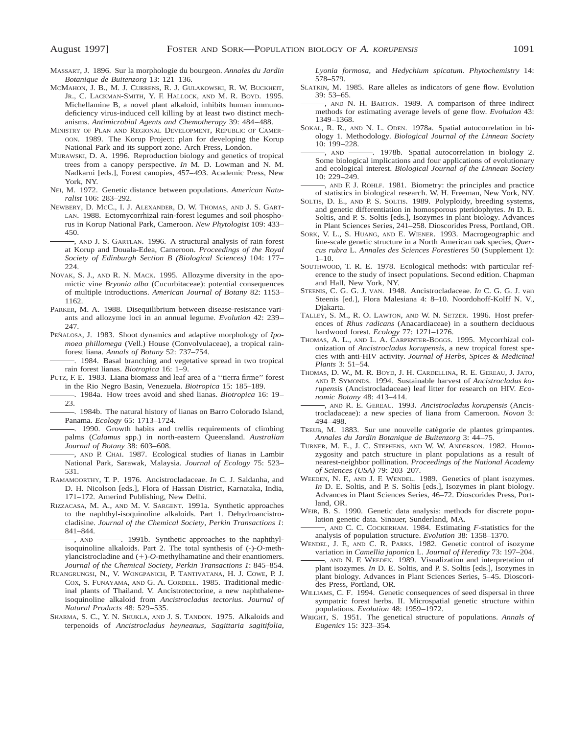MASSART, J. 1896. Sur la morphologie du bourgeon. *Annales du Jardin Botanique de Buitenzorg* 13: 121–136.

MCMAHON, J. B., M. J. CURRENS, R. J. GULAKOWSKI, R. W. BUCKHEIT, JR., C. LACKMAN-SMITH, Y. F. HALLOCK, AND M. R. BOYD. 1995. Michellamine B, a novel plant alkaloid, inhibits human immunodeficiency virus-induced cell killing by at least two distinct mechanisms. *Antimicrobial Agents and Chemotherapy* 39: 484–488.

MINISTRY OF PLAN AND REGIONAL DEVELOPMENT, REPUBLIC OF CAMEROON. 1989. The Korup Project: plan for developing the Korup National Park and its support zone. Arch Press, London.

MURAWSKI, D. A. 1996. Reproduction biology and genetics of tropical trees from a canopy perspective. *In* M. D. Lowman and N. M. Nadkarni [eds.], Forest canopies, 457–493. Academic Press, New York, NY.

NEI, M. 1972. Genetic distance between populations. *American Naturalist* 106: 283–292.

NEWBERY, D. MCC., I. J. ALEXANDER, D. W. THOMAS, AND J. S. GARTLAN. 1988. Ectomycorrhizal rain-forest legumes and soil phosphorus in Korup National Park, Cameroon. *New Phytologist* 109: 433–450.

———, AND J. S. GARTLAN. 1996. A structural analysis of rain forest at Korup and Douala-Edea, Cameroon. *Proceedings of the Royal Society of Edinburgh Section B (Biological Sciences)* 104: 177–224.

NOVAK, S. J., AND R. N. MACK. 1995. Allozyme diversity in the apomictic vine *Bryonia alba* (Cucurbitaceae): potential consequences of multiple introductions. *American Journal of Botany* 82: 1153–1162.

PARKER, M. A. 1988. Disequilibrium between disease-resistance variants and allozyme loci in an annual legume. *Evolution* 42: 239–247.

PEÑALOSA, J. 1983. Shoot dynamics and adaptive morphology of *Ipomoea phillomega* (Vell.) House (Convolvulaceae), a tropical rainforest liana. *Annals of Botany* 52: 737–754.

———. 1984. Basal branching and vegetative spread in two tropical rain forest lianas. *Biotropica* 16: 1–9.

PUTZ, F. E. 1983. Liana biomass and leaf area of a ''tierra firme'' forest in the Rio Negro Basin, Venezuela. *Biotropica* 15: 185–189.

———. 1984a. How trees avoid and shed lianas. *Biotropica* 16: 19–23.

———. 1984b. The natural history of lianas on Barro Colorado Island, Panama. *Ecology* 65: 1713–1724.

———. 1990. Growth habits and trellis requirements of climbing palms (*Calamus* spp.) in north-eastern Queensland. *Australian Journal of Botany* 38: 603–608.

———, AND P. CHAI. 1987. Ecological studies of lianas in Lambir National Park, Sarawak, Malaysia. *Journal of Ecology* 75: 523–531.

RAMAMOORTHY, T. P. 1976. Ancistrocladaceae. *In* C. J. Saldanha, and D. H. Nicolson [eds.], Flora of Hassan District, Karnataka, India, 171–172. Amerind Publishing, New Delhi.

RIZZACASA, M. A., AND M. V. SARGENT. 1991a. Synthetic approaches to the naphthyl-isoquinoline alkaloids. Part 1. Dehydroancistrocladisine. *Journal of the Chemical Society, Perkin Transactions 1*: 841–844.

———, AND ———. 1991b. Synthetic approaches to the naphthylisoquinoline alkaloids. Part 2. The total synthesis of (-)-*O*-methylancistrocladine and (+)-*O*-methylhamatine and their enantiomers. *Journal of the Chemical Society, Perkin Transactions 1*: 845–854.

RUANGRUNGSI, N., V. WONGPANICH, P. TANTIVATANA, H. J. COWE, P. J. COX, S. FUNAYAMA, AND G. A. CORDELL. 1985. Traditional medicinal plants of Thailand. V. Ancistrotectorine, a new naphthaleneisoquinoline alkaloid from *Ancistrocladus tectorius. Journal of Natural Products* 48: 529–535.

SHARMA, S. C., Y. N. SHUKLA, AND J. S. TANDON. 1975. Alkaloids and terpenoids of *Ancistrocladus heyneanus, Sagittaria sagitifolia, Lyonia formosa,* and *Hedychium spicatum. Phytochemistry* 14: 578–579.

SLATKIN, M. 1985. Rare alleles as indicators of gene flow. Evolution 39: 53–65.

———, AND N. H. BARTON. 1989. A comparison of three indirect methods for estimating average levels of gene flow. *Evolution* 43: 1349–1368.

SOKAL, R. R., AND N. L. ODEN. 1978a. Spatial autocorrelation in biology 1. Methodology. *Biological Journal of the Linnean Society* 10: 199–228.

———, AND ———. 1978b. Spatial autocorrelation in biology 2. Some biological implications and four applications of evolutionary and ecological interest. *Biological Journal of the Linnean Society* 10: 229–249.

———, AND F. J. ROHLF. 1981. Biometry: the principles and practice of statistics in biological research. W. H. Freeman, New York, NY.

SOLTIS, D. E., AND P. S. SOLTIS. 1989. Polyploidy, breeding systems, and genetic differentiation in homosporous pteridophytes. *In* D. E. Soltis, and P. S. Soltis [eds.], Isozymes in plant biology. Advances in Plant Sciences Series, 241–258. Dioscorides Press, Portland, OR.

SORK, V. L., S. HUANG, AND E. WIENER. 1993. Macrogeographic and fine-scale genetic structure in a North American oak species, *Quercus rubra* L. *Annales des Sciences Forestieres* 50 (Supplement 1): 1–10.

SOUTHWOOD, T. R. E. 1978. Ecological methods: with particular reference to the study of insect populations. Second edition. Chapman and Hall, New York, NY.

STEENIS, C. G. G. J. VAN. 1948. Ancistrocladaceae. *In* C. G. G. J. van Steenis [ed.], Flora Malesiana 4: 8–10. Noordohoff-Kolff N. V., Djakarta.

TALLEY, S. M., R. O. LAWTON, AND W. N. SETZER. 1996. Host preferences of *Rhus radicans* (Anacardiaceae) in a southern deciduous hardwood forest. *Ecology* 77: 1271–1276.

THOMAS, A. L., AND L. A. CARPENTER-BOGGS. 1995. Mycorrhizal colonization of *Ancistrocladus korupensis*, a new tropical forest species with anti-HIV activity. *Journal of Herbs, Spices & Medicinal Plants* 3: 51–54.

THOMAS, D. W., M. R. BOYD, J. H. CARDELLINA, R. E. GEREAU, J. JATO, AND P. SYMONDS. 1994. Sustainable harvest of *Ancistrocladus korupensis* (Ancistrocladaceae) leaf litter for research on HIV. *Economic Botany* 48: 413–414.

———, AND R. E. GEREAU. 1993. *Ancistrocladus korupensis* (Ancistrocladaceae): a new species of liana from Cameroon. *Novon* 3: 494–498.

TREUB, M. 1883. Sur une nouvelle catégorie de plantes grimpantes. *Annales du Jardin Botanique de Buitenzorg* 3: 44–75.

TURNER, M. E., J. C. STEPHENS, AND W. W. ANDERSON. 1982. Homozygosity and patch structure in plant populations as a result of nearest-neighbor pollination. *Proceedings of the National Academy of Sciences (USA)* 79: 203–207.

WEEDEN, N. F., AND J. F. WENDEL. 1989. Genetics of plant isozymes. *In* D. E. Soltis, and P. S. Soltis [eds.], Isozymes in plant biology. Advances in Plant Sciences Series, 46–72. Dioscorides Press, Portland, OR.

WEIR, B. S. 1990. Genetic data analysis: methods for discrete population genetic data. Sinauer, Sunderland, MA.

———, AND C. C. COCKERHAM. 1984. Estimating *F*-statistics for the analysis of population structure. *Evolution* 38: 1358–1370.

WENDEL, J. F., AND C. R. PARKS. 1982. Genetic control of isozyme variation in *Camellia japonica* L. *Journal of Heredity* 73: 197–204.

———, AND N. F. WEEDEN. 1989. Visualization and interpretation of plant isozymes. *In* D. E. Soltis, and P. S. Soltis [eds.], Isozymes in plant biology. Advances in Plant Sciences Series, 5–45. Dioscorides Press, Portland, OR.

WILLIAMS, C. F. 1994. Genetic consequences of seed dispersal in three sympatric forest herbs. II. Microspatial genetic structure within populations. *Evolution* 48: 1959–1972.

WRIGHT, S. 1951. The genetical structure of populations. *Annals of Eugenics* 15: 323–354.